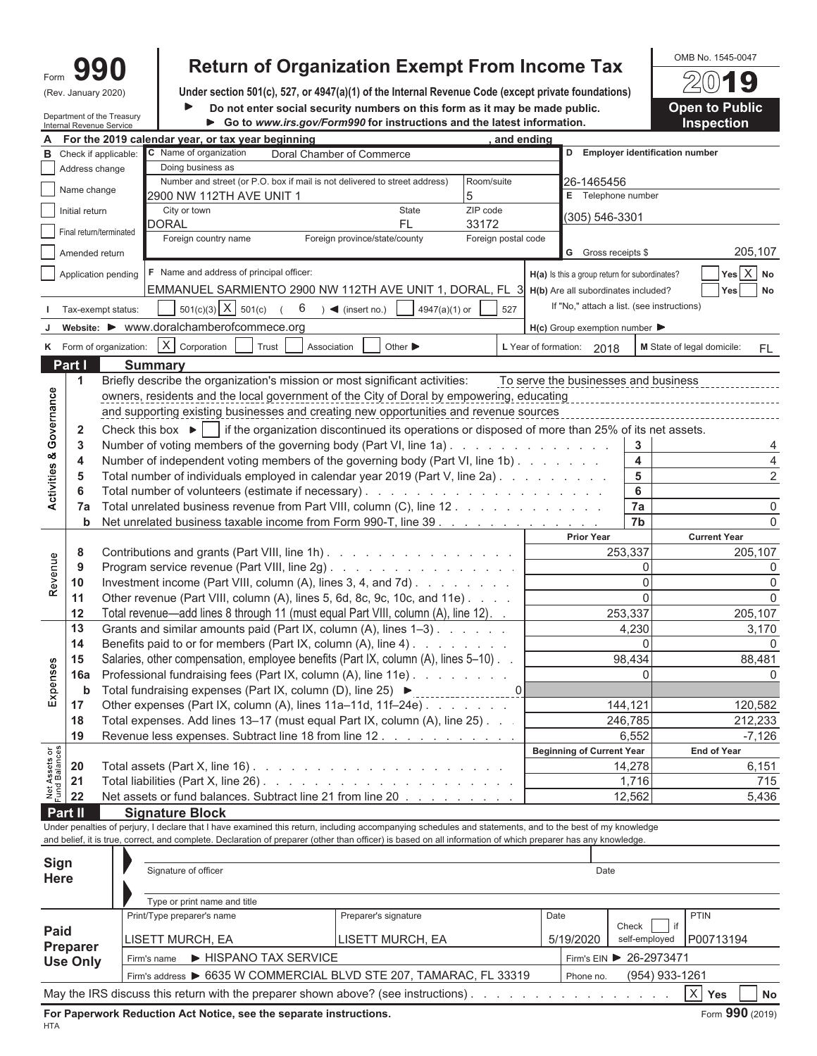Form **990** (Rev. January 2020)

Department of the Treasury Internal Revenue Service

# Return of Organization Exempt From Income Tax

**Under section 501(c), 527, or 4947(a)(1) of the Internal Revenue Code (except private foundations)**

▶ **Do not enter social security numbers on this form as it may be made public.**

▶ **Go to www.irs.gov/Form990 for instructions and the latest information.**

OMB No. 1545-0047

**2019**

**Open to Public Inspection**

**A** For the 2019 calendar year, or tax year beginning , and ending

**B** Check if applicable:
- [ ] Address change
- [ ] Name change
- [ ] Initial return
- [ ] Final return/terminated
- [ ] Amended return
- [ ] Application pending

**C** Name of organization: Doral Chamber of Commerce

Doing business as

Number and street (or P.O. box if mail is not delivered to street address): 2900 NW 112TH AVE UNIT 1 — Room/suite: 5

City or town: DORAL — State: FL — ZIP code: 33172

Foreign country name — Foreign province/state/county — Foreign postal code

**D** Employer identification number: 26-1465456

**E** Telephone number: (305) 546-3301

**G** Gross receipts $ 205,107

**F** Name and address of principal officer: EMMANUEL SARMIENTO 2900 NW 112TH AVE UNIT 1, DORAL, FL 3

**H(a)** Is this a group return for subordinates? [ ] Yes [X] No

**H(b)** Are all subordinates included? [ ] Yes [ ] No

If "No," attach a list. (see instructions)

**H(c)** Group exemption number ▶

**I** Tax-exempt status: [ ] 501(c)(3) [X] 501(c) ( 6 ) ◀ (insert no.) [ ] 4947(a)(1) or [ ] 527

**J** Website: ▶ www.doralchamberofcommece.org

**K** Form of organization: [X] Corporation [ ] Trust [ ] Association [ ] Other ▶

**L** Year of formation: 2018

**M** State of legal domicile: FL

## Part I Summary

**Activities & Governance**

1 Briefly describe the organization's mission or most significant activities: To serve the businesses and business owners, residents and the local government of the City of Doral by empowering, educating and supporting existing businesses and creating new opportunities and revenue sources

2 Check this box ▶ [ ] if the organization discontinued its operations or disposed of more than 25% of its net assets.

| | | Line | |
|---|---|---|---|
| 3 | Number of voting members of the governing body (Part VI, line 1a) | 3 | 4 |
| 4 | Number of independent voting members of the governing body (Part VI, line 1b) | 4 | 4 |
| 5 | Total number of individuals employed in calendar year 2019 (Part V, line 2a) | 5 | 2 |
| 6 | Total number of volunteers (estimate if necessary) | 6 | |
| 7a | Total unrelated business revenue from Part VIII, column (C), line 12 | 7a | 0 |
| b | Net unrelated business taxable income from Form 990-T, line 39 | 7b | 0 |

| | | Prior Year | Current Year |
|---|---|---|---|
| **Revenue** | | | |
| 8 | Contributions and grants (Part VIII, line 1h) | 253,337 | 205,107 |
| 9 | Program service revenue (Part VIII, line 2g) | 0 | 0 |
| 10 | Investment income (Part VIII, column (A), lines 3, 4, and 7d) | 0 | 0 |
| 11 | Other revenue (Part VIII, column (A), lines 5, 6d, 8c, 9c, 10c, and 11e) | 0 | 0 |
| 12 | Total revenue—add lines 8 through 11 (must equal Part VIII, column (A), line 12) | 253,337 | 205,107 |
| **Expenses** | | | |
| 13 | Grants and similar amounts paid (Part IX, column (A), lines 1–3) | 4,230 | 3,170 |
| 14 | Benefits paid to or for members (Part IX, column (A), line 4) | 0 | 0 |
| 15 | Salaries, other compensation, employee benefits (Part IX, column (A), lines 5–10) | 98,434 | 88,481 |
| 16a | Professional fundraising fees (Part IX, column (A), line 11e) | 0 | 0 |
| b | Total fundraising expenses (Part IX, column (D), line 25) ▶ 0 | | |
| 17 | Other expenses (Part IX, column (A), lines 11a–11d, 11f–24e) | 144,121 | 120,582 |
| 18 | Total expenses. Add lines 13–17 (must equal Part IX, column (A), line 25) | 246,785 | 212,233 |
| 19 | Revenue less expenses. Subtract line 18 from line 12 | 6,552 | -7,126 |

| **Net Assets or Fund Balances** | | Beginning of Current Year | End of Year |
|---|---|---|---|
| 20 | Total assets (Part X, line 16) | 14,278 | 6,151 |
| 21 | Total liabilities (Part X, line 26) | 1,716 | 715 |
| 22 | Net assets or fund balances. Subtract line 21 from line 20 | 12,562 | 5,436 |

## Part II Signature Block

Under penalties of perjury, I declare that I have examined this return, including accompanying schedules and statements, and to the best of my knowledge and belief, it is true, correct, and complete. Declaration of preparer (other than officer) is based on all information of which preparer has any knowledge.

**Sign Here**

Signature of officer — Date

Type or print name and title

**Paid Preparer Use Only**

| Print/Type preparer's name | Preparer's signature | Date | Check [ ] if self-employed | PTIN |
|---|---|---|---|---|
| LISETT MURCH, EA | LISETT MURCH, EA | 5/19/2020 | | P00713194 |

Firm's name ▶ HISPANO TAX SERVICE — Firm's EIN ▶ 26-2973471

Firm's address ▶ 6635 W COMMERCIAL BLVD STE 207, TAMARAC, FL 33319 — Phone no. (954) 933-1261

May the IRS discuss this return with the preparer shown above? (see instructions) [X] Yes [ ] No

**For Paperwork Reduction Act Notice, see the separate instructions.** Form **990** (2019)

HTA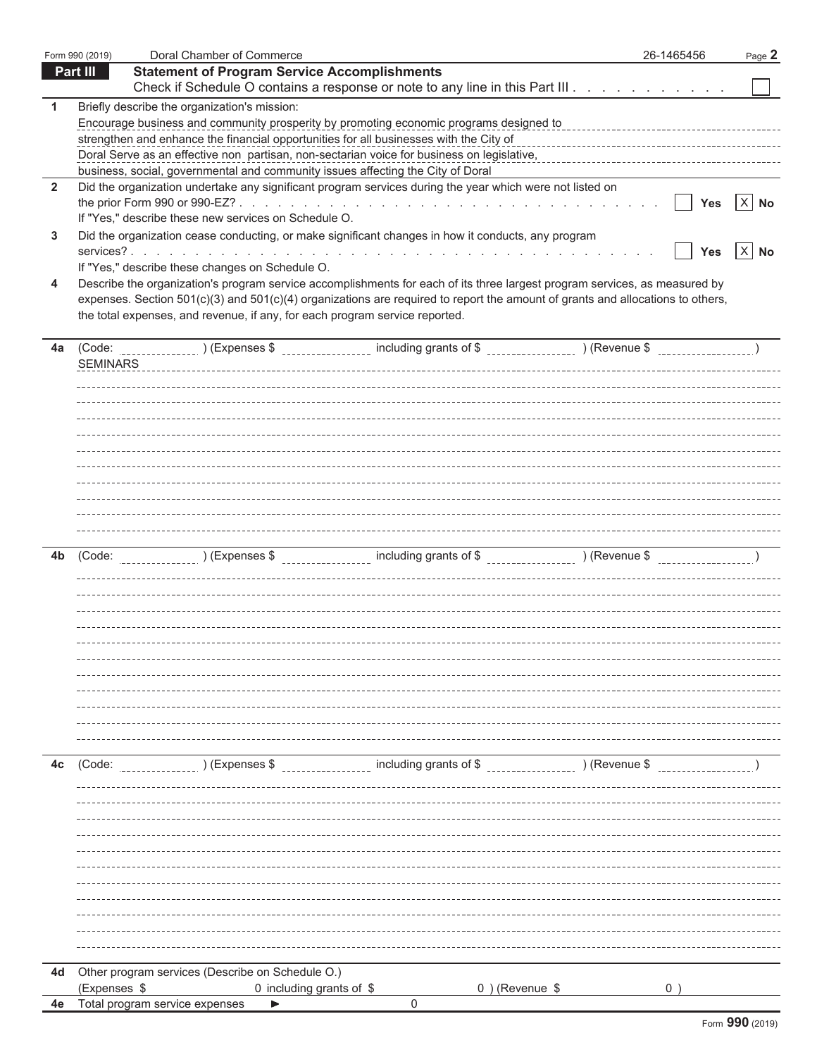Form 990 (2019) Doral Chamber of Commerce 26-1465456

## Part III Statement of Program Service Accomplishments

Check if Schedule O contains a response or note to any line in this Part III . . . . . . . . . . . ☐

**1** Briefly describe the organization's mission:

Encourage business and community prosperity by promoting economic programs designed to strengthen and enhance the financial opportunities for all businesses with the City of Doral Serve as an effective non partisan, non-sectarian voice for business on legislative, business, social, governmental and community issues affecting the City of Doral

**2** Did the organization undertake any significant program services during the year which were not listed on the prior Form 990 or 990-EZ? . . . . . . . . . . . . . . . . . . . . . . . . . . . . . . ☐ Yes ☒ No

If "Yes," describe these new services on Schedule O.

**3** Did the organization cease conducting, or make significant changes in how it conducts, any program services? . . . . . . . . . . . . . . . . . . . . . . . . . . . . . . . . . . . . . . . . ☐ Yes ☒ No

If "Yes," describe these changes on Schedule O.

**4** Describe the organization's program service accomplishments for each of its three largest program services, as measured by expenses. Section 501(c)(3) and 501(c)(4) organizations are required to report the amount of grants and allocations to others, the total expenses, and revenue, if any, for each program service reported.

**4a** (Code: ) (Expenses $ including grants of $ ) (Revenue $ )

SEMINARS

**4b** (Code: ) (Expenses $ including grants of $ ) (Revenue $ )

**4c** (Code: ) (Expenses $ including grants of $ ) (Revenue $ )

**4d** Other program services (Describe on Schedule O.)

(Expenses $ 0 including grants of $ 0 ) (Revenue $ 0 )

**4e** Total program service expenses ▶ 0

Form **990** (2019)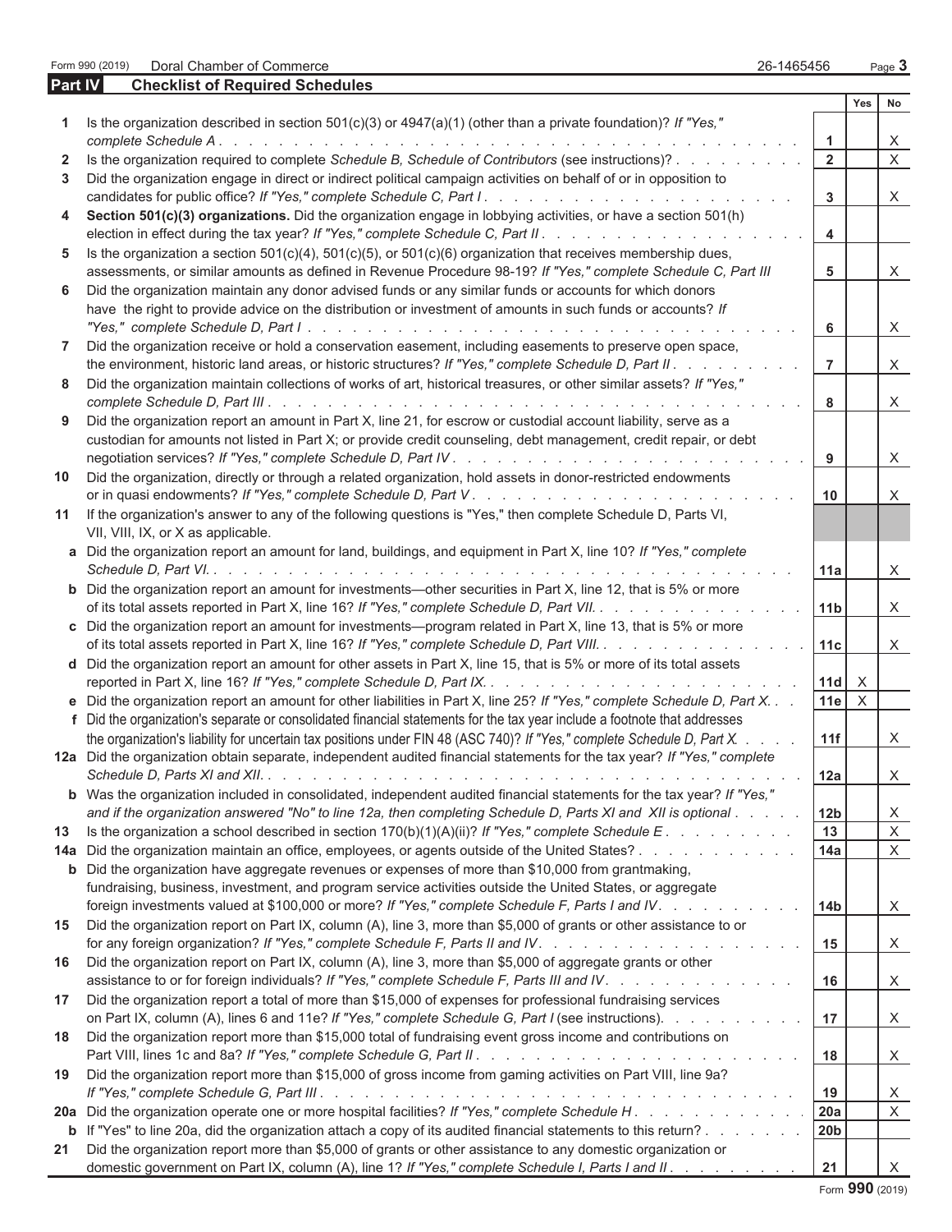Form 990 (2019) Doral Chamber of Commerce 26-1465456

## Part IV Checklist of Required Schedules

| | | | Yes | No |
|---|---|---|---|---|
| 1 | Is the organization described in section 501(c)(3) or 4947(a)(1) (other than a private foundation)? *If "Yes," complete Schedule A* | 1 | | X |
| 2 | Is the organization required to complete *Schedule B, Schedule of Contributors* (see instructions)? | 2 | | X |
| 3 | Did the organization engage in direct or indirect political campaign activities on behalf of or in opposition to candidates for public office? *If "Yes," complete Schedule C, Part I* | 3 | | X |
| 4 | **Section 501(c)(3) organizations.** Did the organization engage in lobbying activities, or have a section 501(h) election in effect during the tax year? *If "Yes," complete Schedule C, Part II* | 4 | | |
| 5 | Is the organization a section 501(c)(4), 501(c)(5), or 501(c)(6) organization that receives membership dues, assessments, or similar amounts as defined in Revenue Procedure 98-19? *If "Yes," complete Schedule C, Part III* | 5 | | X |
| 6 | Did the organization maintain any donor advised funds or any similar funds or accounts for which donors have the right to provide advice on the distribution or investment of amounts in such funds or accounts? *If "Yes," complete Schedule D, Part I* | 6 | | X |
| 7 | Did the organization receive or hold a conservation easement, including easements to preserve open space, the environment, historic land areas, or historic structures? *If "Yes," complete Schedule D, Part II* | 7 | | X |
| 8 | Did the organization maintain collections of works of art, historical treasures, or other similar assets? *If "Yes," complete Schedule D, Part III* | 8 | | X |
| 9 | Did the organization report an amount in Part X, line 21, for escrow or custodial account liability, serve as a custodian for amounts not listed in Part X; or provide credit counseling, debt management, credit repair, or debt negotiation services? *If "Yes," complete Schedule D, Part IV* | 9 | | X |
| 10 | Did the organization, directly or through a related organization, hold assets in donor-restricted endowments or in quasi endowments? *If "Yes," complete Schedule D, Part V* | 10 | | X |
| 11 | If the organization's answer to any of the following questions is "Yes," then complete Schedule D, Parts VI, VII, VIII, IX, or X as applicable. | | | |
| a | Did the organization report an amount for land, buildings, and equipment in Part X, line 10? *If "Yes," complete Schedule D, Part VI.* | 11a | | X |
| b | Did the organization report an amount for investments—other securities in Part X, line 12, that is 5% or more of its total assets reported in Part X, line 16? *If "Yes," complete Schedule D, Part VII.* | 11b | | X |
| c | Did the organization report an amount for investments—program related in Part X, line 13, that is 5% or more of its total assets reported in Part X, line 16? *If "Yes," complete Schedule D, Part VIII.* | 11c | | X |
| d | Did the organization report an amount for other assets in Part X, line 15, that is 5% or more of its total assets reported in Part X, line 16? *If "Yes," complete Schedule D, Part IX.* | 11d | X | |
| e | Did the organization report an amount for other liabilities in Part X, line 25? *If "Yes," complete Schedule D, Part X.* | 11e | X | |
| f | Did the organization's separate or consolidated financial statements for the tax year include a footnote that addresses the organization's liability for uncertain tax positions under FIN 48 (ASC 740)? *If "Yes," complete Schedule D, Part X.* | 11f | | X |
| 12a | Did the organization obtain separate, independent audited financial statements for the tax year? *If "Yes," complete Schedule D, Parts XI and XII.* | 12a | | X |
| b | Was the organization included in consolidated, independent audited financial statements for the tax year? *If "Yes," and if the organization answered "No" to line 12a, then completing Schedule D, Parts XI and XII is optional* | 12b | | X |
| 13 | Is the organization a school described in section 170(b)(1)(A)(ii)? *If "Yes," complete Schedule E* | 13 | | X |
| 14a | Did the organization maintain an office, employees, or agents outside of the United States? | 14a | | X |
| b | Did the organization have aggregate revenues or expenses of more than $10,000 from grantmaking, fundraising, business, investment, and program service activities outside the United States, or aggregate foreign investments valued at $100,000 or more? *If "Yes," complete Schedule F, Parts I and IV.* | 14b | | X |
| 15 | Did the organization report on Part IX, column (A), line 3, more than $5,000 of grants or other assistance to or for any foreign organization? *If "Yes," complete Schedule F, Parts II and IV.* | 15 | | X |
| 16 | Did the organization report on Part IX, column (A), line 3, more than $5,000 of aggregate grants or other assistance to or for foreign individuals? *If "Yes," complete Schedule F, Parts III and IV.* | 16 | | X |
| 17 | Did the organization report a total of more than $15,000 of expenses for professional fundraising services on Part IX, column (A), lines 6 and 11e? *If "Yes," complete Schedule G, Part I* (see instructions). | 17 | | X |
| 18 | Did the organization report more than $15,000 total of fundraising event gross income and contributions on Part VIII, lines 1c and 8a? *If "Yes," complete Schedule G, Part II* | 18 | | X |
| 19 | Did the organization report more than $15,000 of gross income from gaming activities on Part VIII, line 9a? *If "Yes," complete Schedule G, Part III* | 19 | | X |
| 20a | Did the organization operate one or more hospital facilities? *If "Yes," complete Schedule H* | 20a | | X |
| b | If "Yes" to line 20a, did the organization attach a copy of its audited financial statements to this return? | 20b | | |
| 21 | Did the organization report more than $5,000 of grants or other assistance to any domestic organization or domestic government on Part IX, column (A), line 1? *If "Yes," complete Schedule I, Parts I and II* | 21 | | X |

Form **990** (2019)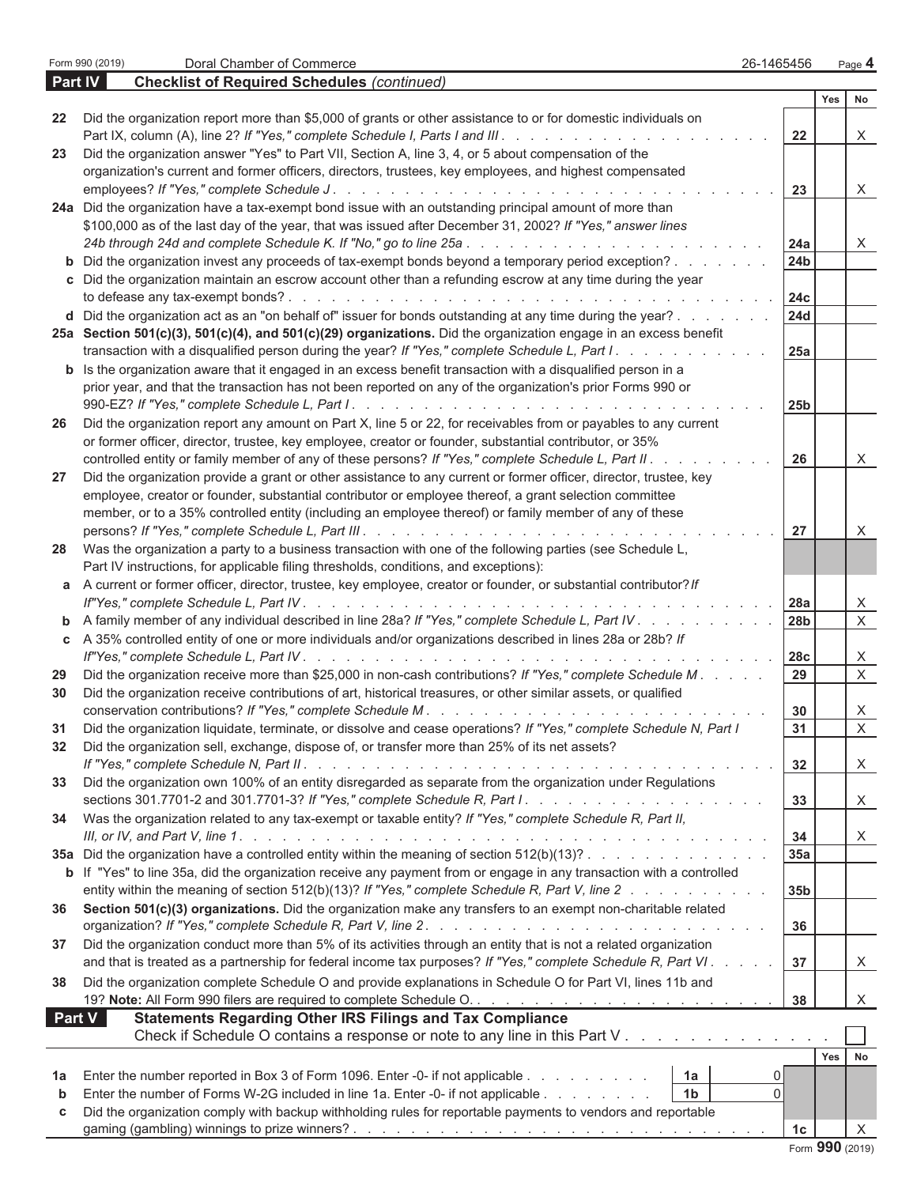Form 990 (2019) Doral Chamber of Commerce 26-1465456 Page 4

## Part IV Checklist of Required Schedules *(continued)*

| | | | Yes | No |
|---|---|---|---|---|
| 22 | Did the organization report more than $5,000 of grants or other assistance to or for domestic individuals on Part IX, column (A), line 2? *If "Yes," complete Schedule I, Parts I and III* | 22 | | X |
| 23 | Did the organization answer "Yes" to Part VII, Section A, line 3, 4, or 5 about compensation of the organization's current and former officers, directors, trustees, key employees, and highest compensated employees? *If "Yes," complete Schedule J* | 23 | | X |
| 24a | Did the organization have a tax-exempt bond issue with an outstanding principal amount of more than $100,000 as of the last day of the year, that was issued after December 31, 2002? *If "Yes," answer lines 24b through 24d and complete Schedule K. If "No," go to line 25a* | 24a | | X |
| b | Did the organization invest any proceeds of tax-exempt bonds beyond a temporary period exception? | 24b | | |
| c | Did the organization maintain an escrow account other than a refunding escrow at any time during the year to defease any tax-exempt bonds? | 24c | | |
| d | Did the organization act as an "on behalf of" issuer for bonds outstanding at any time during the year? | 24d | | |
| 25a | **Section 501(c)(3), 501(c)(4), and 501(c)(29) organizations.** Did the organization engage in an excess benefit transaction with a disqualified person during the year? *If "Yes," complete Schedule L, Part I* | 25a | | |
| b | Is the organization aware that it engaged in an excess benefit transaction with a disqualified person in a prior year, and that the transaction has not been reported on any of the organization's prior Forms 990 or 990-EZ? *If "Yes," complete Schedule L, Part I* | 25b | | |
| 26 | Did the organization report any amount on Part X, line 5 or 22, for receivables from or payables to any current or former officer, director, trustee, key employee, creator or founder, substantial contributor, or 35% controlled entity or family member of any of these persons? *If "Yes," complete Schedule L, Part II* | 26 | | X |
| 27 | Did the organization provide a grant or other assistance to any current or former officer, director, trustee, key employee, creator or founder, substantial contributor or employee thereof, a grant selection committee member, or to a 35% controlled entity (including an employee thereof) or family member of any of these persons? *If "Yes," complete Schedule L, Part III* | 27 | | X |
| 28 | Was the organization a party to a business transaction with one of the following parties (see Schedule L, Part IV instructions, for applicable filing thresholds, conditions, and exceptions): | | | |
| a | A current or former officer, director, trustee, key employee, creator or founder, or substantial contributor? *If "Yes," complete Schedule L, Part IV* | 28a | | X |
| b | A family member of any individual described in line 28a? *If "Yes," complete Schedule L, Part IV* | 28b | | X |
| c | A 35% controlled entity of one or more individuals and/or organizations described in lines 28a or 28b? *If "Yes," complete Schedule L, Part IV* | 28c | | X |
| 29 | Did the organization receive more than $25,000 in non-cash contributions? *If "Yes," complete Schedule M* | 29 | | X |
| 30 | Did the organization receive contributions of art, historical treasures, or other similar assets, or qualified conservation contributions? *If "Yes," complete Schedule M* | 30 | | X |
| 31 | Did the organization liquidate, terminate, or dissolve and cease operations? *If "Yes," complete Schedule N, Part I* | 31 | | X |
| 32 | Did the organization sell, exchange, dispose of, or transfer more than 25% of its net assets? *If "Yes," complete Schedule N, Part II* | 32 | | X |
| 33 | Did the organization own 100% of an entity disregarded as separate from the organization under Regulations sections 301.7701-2 and 301.7701-3? *If "Yes," complete Schedule R, Part I* | 33 | | X |
| 34 | Was the organization related to any tax-exempt or taxable entity? *If "Yes," complete Schedule R, Part II, III, or IV, and Part V, line 1* | 34 | | X |
| 35a | Did the organization have a controlled entity within the meaning of section 512(b)(13)? | 35a | | |
| b | If "Yes" to line 35a, did the organization receive any payment from or engage in any transaction with a controlled entity within the meaning of section 512(b)(13)? *If "Yes," complete Schedule R, Part V, line 2* | 35b | | |
| 36 | **Section 501(c)(3) organizations.** Did the organization make any transfers to an exempt non-charitable related organization? *If "Yes," complete Schedule R, Part V, line 2* | 36 | | |
| 37 | Did the organization conduct more than 5% of its activities through an entity that is not a related organization and that is treated as a partnership for federal income tax purposes? *If "Yes," complete Schedule R, Part VI* | 37 | | X |
| 38 | Did the organization complete Schedule O and provide explanations in Schedule O for Part VI, lines 11b and 19? **Note:** All Form 990 filers are required to complete Schedule O. | 38 | | X |

## Part V Statements Regarding Other IRS Filings and Tax Compliance

Check if Schedule O contains a response or note to any line in this Part V ☐

| | | | | | Yes | No |
|---|---|---|---|---|---|---|
| 1a | Enter the number reported in Box 3 of Form 1096. Enter -0- if not applicable | 1a | 0 | | | |
| b | Enter the number of Forms W-2G included in line 1a. Enter -0- if not applicable | 1b | 0 | | | |
| c | Did the organization comply with backup withholding rules for reportable payments to vendors and reportable gaming (gambling) winnings to prize winners? | | | 1c | | X |

Form **990** (2019)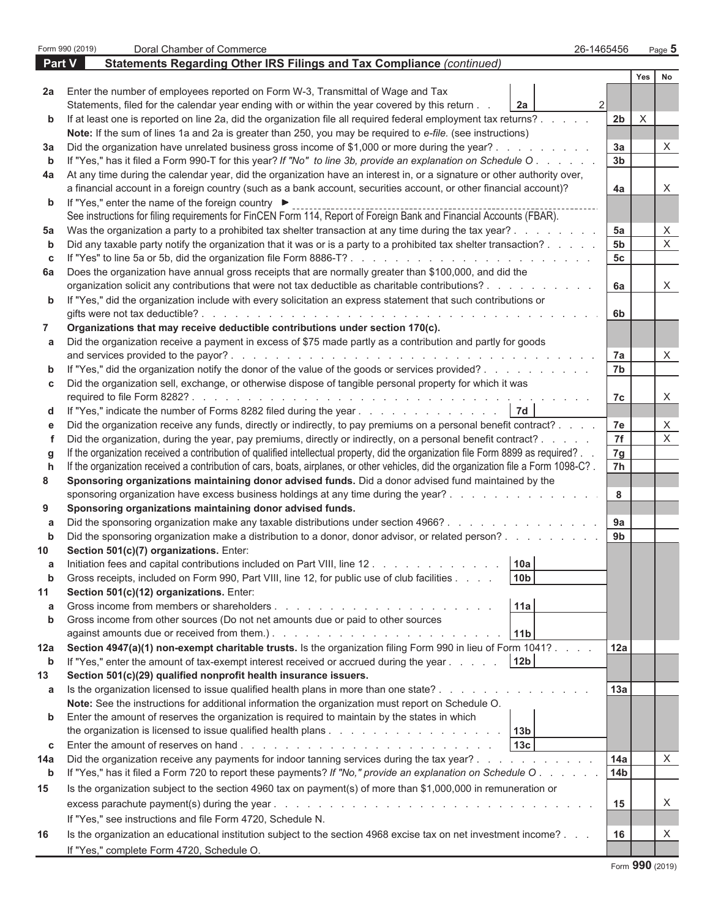Form 990 (2019) Doral Chamber of Commerce 26-1465456 Page 5

## Part V Statements Regarding Other IRS Filings and Tax Compliance *(continued)*

| | | | | | Yes | No |
|---|---|---|---|---|---|---|
| **2a** | Enter the number of employees reported on Form W-3, Transmittal of Wage and Tax Statements, filed for the calendar year ending with or within the year covered by this return | 2a | 2 | | | |
| **b** | If at least one is reported on line 2a, did the organization file all required federal employment tax returns? | | | 2b | X | |
| | **Note:** If the sum of lines 1a and 2a is greater than 250, you may be required to *e-file.* (see instructions) | | | | | |
| **3a** | Did the organization have unrelated business gross income of $1,000 or more during the year? | | | 3a | | X |
| **b** | If "Yes," has it filed a Form 990-T for this year? *If "No" to line 3b, provide an explanation on Schedule O* | | | 3b | | |
| **4a** | At any time during the calendar year, did the organization have an interest in, or a signature or other authority over, a financial account in a foreign country (such as a bank account, securities account, or other financial account)? | | | 4a | | X |
| **b** | If "Yes," enter the name of the foreign country ► | | | | | |
| | See instructions for filing requirements for FinCEN Form 114, Report of Foreign Bank and Financial Accounts (FBAR). | | | | | |
| **5a** | Was the organization a party to a prohibited tax shelter transaction at any time during the tax year? | | | 5a | | X |
| **b** | Did any taxable party notify the organization that it was or is a party to a prohibited tax shelter transaction? | | | 5b | | X |
| **c** | If "Yes" to line 5a or 5b, did the organization file Form 8886-T? | | | 5c | | |
| **6a** | Does the organization have annual gross receipts that are normally greater than $100,000, and did the organization solicit any contributions that were not tax deductible as charitable contributions? | | | 6a | | X |
| **b** | If "Yes," did the organization include with every solicitation an express statement that such contributions or gifts were not tax deductible? | | | 6b | | |
| **7** | **Organizations that may receive deductible contributions under section 170(c).** | | | | | |
| **a** | Did the organization receive a payment in excess of $75 made partly as a contribution and partly for goods and services provided to the payor? | | | 7a | | X |
| **b** | If "Yes," did the organization notify the donor of the value of the goods or services provided? | | | 7b | | |
| **c** | Did the organization sell, exchange, or otherwise dispose of tangible personal property for which it was required to file Form 8282? | | | 7c | | X |
| **d** | If "Yes," indicate the number of Forms 8282 filed during the year | 7d | | | | |
| **e** | Did the organization receive any funds, directly or indirectly, to pay premiums on a personal benefit contract? | | | 7e | | X |
| **f** | Did the organization, during the year, pay premiums, directly or indirectly, on a personal benefit contract? | | | 7f | | X |
| **g** | If the organization received a contribution of qualified intellectual property, did the organization file Form 8899 as required? | | | 7g | | |
| **h** | If the organization received a contribution of cars, boats, airplanes, or other vehicles, did the organization file a Form 1098-C? | | | 7h | | |
| **8** | **Sponsoring organizations maintaining donor advised funds.** Did a donor advised fund maintained by the sponsoring organization have excess business holdings at any time during the year? | | | 8 | | |
| **9** | **Sponsoring organizations maintaining donor advised funds.** | | | | | |
| **a** | Did the sponsoring organization make any taxable distributions under section 4966? | | | 9a | | |
| **b** | Did the sponsoring organization make a distribution to a donor, donor advisor, or related person? | | | 9b | | |
| **10** | **Section 501(c)(7) organizations.** Enter: | | | | | |
| **a** | Initiation fees and capital contributions included on Part VIII, line 12 | 10a | | | | |
| **b** | Gross receipts, included on Form 990, Part VIII, line 12, for public use of club facilities | 10b | | | | |
| **11** | **Section 501(c)(12) organizations.** Enter: | | | | | |
| **a** | Gross income from members or shareholders | 11a | | | | |
| **b** | Gross income from other sources (Do not net amounts due or paid to other sources against amounts due or received from them.) | 11b | | | | |
| **12a** | **Section 4947(a)(1) non-exempt charitable trusts.** Is the organization filing Form 990 in lieu of Form 1041? | | | 12a | | |
| **b** | If "Yes," enter the amount of tax-exempt interest received or accrued during the year | 12b | | | | |
| **13** | **Section 501(c)(29) qualified nonprofit health insurance issuers.** | | | | | |
| **a** | Is the organization licensed to issue qualified health plans in more than one state? | | | 13a | | |
| | **Note:** See the instructions for additional information the organization must report on Schedule O. | | | | | |
| **b** | Enter the amount of reserves the organization is required to maintain by the states in which the organization is licensed to issue qualified health plans | 13b | | | | |
| **c** | Enter the amount of reserves on hand | 13c | | | | |
| **14a** | Did the organization receive any payments for indoor tanning services during the tax year? | | | 14a | | X |
| **b** | If "Yes," has it filed a Form 720 to report these payments? *If "No," provide an explanation on Schedule O* | | | 14b | | |
| **15** | Is the organization subject to the section 4960 tax on payment(s) of more than $1,000,000 in remuneration or excess parachute payment(s) during the year | | | 15 | | X |
| | If "Yes," see instructions and file Form 4720, Schedule N. | | | | | |
| **16** | Is the organization an educational institution subject to the section 4968 excise tax on net investment income? | | | 16 | | X |
| | If "Yes," complete Form 4720, Schedule O. | | | | | |

Form **990** (2019)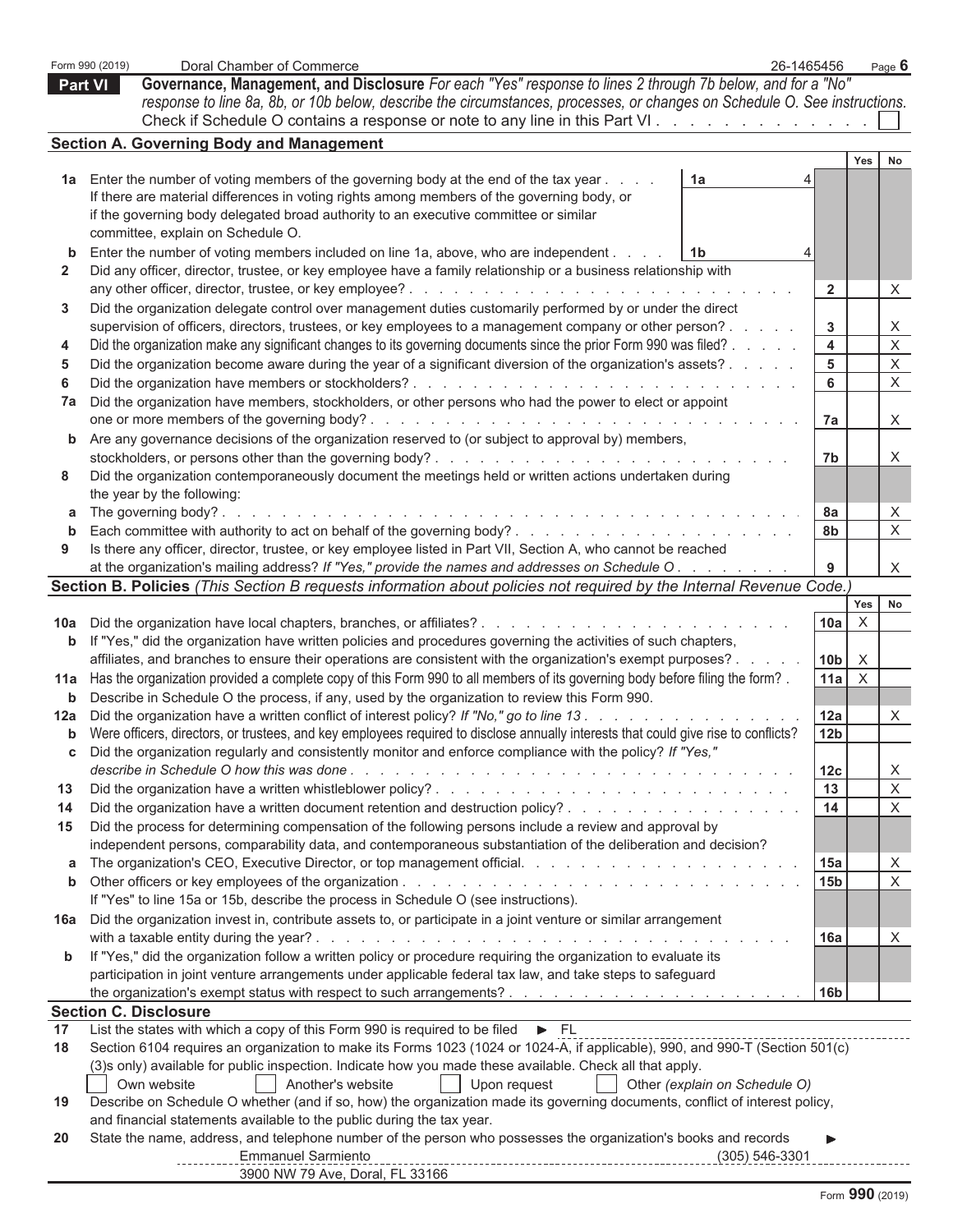Form 990 (2019) Doral Chamber of Commerce 26-1465456 Page **6**

## Part VI Governance, Management, and Disclosure

*For each "Yes" response to lines 2 through 7b below, and for a "No" response to line 8a, 8b, or 10b below, describe the circumstances, processes, or changes on Schedule O. See instructions.*

Check if Schedule O contains a response or note to any line in this Part VI . . . . . . . . . . . . . ☐

### Section A. Governing Body and Management

| | | | Yes | No |
|---|---|---|---|---|
| **1a** | Enter the number of voting members of the governing body at the end of the tax year . . . . **1a** 4<br>If there are material differences in voting rights among members of the governing body, or if the governing body delegated broad authority to an executive committee or similar committee, explain on Schedule O. | | | |
| **b** | Enter the number of voting members included on line 1a, above, who are independent . . . . **1b** 4 | | | |
| **2** | Did any officer, director, trustee, or key employee have a family relationship or a business relationship with any other officer, director, trustee, or key employee? | 2 | | X |
| **3** | Did the organization delegate control over management duties customarily performed by or under the direct supervision of officers, directors, trustees, or key employees to a management company or other person? | 3 | | X |
| **4** | Did the organization make any significant changes to its governing documents since the prior Form 990 was filed? | 4 | | X |
| **5** | Did the organization become aware during the year of a significant diversion of the organization's assets? | 5 | | X |
| **6** | Did the organization have members or stockholders? | 6 | | X |
| **7a** | Did the organization have members, stockholders, or other persons who had the power to elect or appoint one or more members of the governing body? | 7a | | X |
| **b** | Are any governance decisions of the organization reserved to (or subject to approval by) members, stockholders, or persons other than the governing body? | 7b | | X |
| **8** | Did the organization contemporaneously document the meetings held or written actions undertaken during the year by the following: | | | |
| **a** | The governing body? | 8a | | X |
| **b** | Each committee with authority to act on behalf of the governing body? | 8b | | X |
| **9** | Is there any officer, director, trustee, or key employee listed in Part VII, Section A, who cannot be reached at the organization's mailing address? *If "Yes," provide the names and addresses on Schedule O* | 9 | | X |

### Section B. Policies *(This Section B requests information about policies not required by the Internal Revenue Code.)*

| | | | Yes | No |
|---|---|---|---|---|
| **10a** | Did the organization have local chapters, branches, or affiliates? | 10a | X | |
| **b** | If "Yes," did the organization have written policies and procedures governing the activities of such chapters, affiliates, and branches to ensure their operations are consistent with the organization's exempt purposes? | 10b | X | |
| **11a** | Has the organization provided a complete copy of this Form 990 to all members of its governing body before filing the form? | 11a | X | |
| **b** | Describe in Schedule O the process, if any, used by the organization to review this Form 990. | | | |
| **12a** | Did the organization have a written conflict of interest policy? *If "No," go to line 13* | 12a | | X |
| **b** | Were officers, directors, or trustees, and key employees required to disclose annually interests that could give rise to conflicts? | 12b | | |
| **c** | Did the organization regularly and consistently monitor and enforce compliance with the policy? *If "Yes," describe in Schedule O how this was done* | 12c | | X |
| **13** | Did the organization have a written whistleblower policy? | 13 | | X |
| **14** | Did the organization have a written document retention and destruction policy? | 14 | | X |
| **15** | Did the process for determining compensation of the following persons include a review and approval by independent persons, comparability data, and contemporaneous substantiation of the deliberation and decision? | | | |
| **a** | The organization's CEO, Executive Director, or top management official. | 15a | | X |
| **b** | Other officers or key employees of the organization<br>If "Yes" to line 15a or 15b, describe the process in Schedule O (see instructions). | 15b | | X |
| **16a** | Did the organization invest in, contribute assets to, or participate in a joint venture or similar arrangement with a taxable entity during the year? | 16a | | X |
| **b** | If "Yes," did the organization follow a written policy or procedure requiring the organization to evaluate its participation in joint venture arrangements under applicable federal tax law, and take steps to safeguard the organization's exempt status with respect to such arrangements? | 16b | | |

### Section C. Disclosure

**17** List the states with which a copy of this Form 990 is required to be filed ► FL

**18** Section 6104 requires an organization to make its Forms 1023 (1024 or 1024-A, if applicable), 990, and 990-T (Section 501(c)(3)s only) available for public inspection. Indicate how you made these available. Check all that apply.

☐ Own website ☐ Another's website ☐ Upon request ☐ Other *(explain on Schedule O)*

**19** Describe on Schedule O whether (and if so, how) the organization made its governing documents, conflict of interest policy, and financial statements available to the public during the tax year.

**20** State the name, address, and telephone number of the person who possesses the organization's books and records ►

Emmanuel Sarmiento (305) 546-3301
3900 NW 79 Ave, Doral, FL 33166

Form **990** (2019)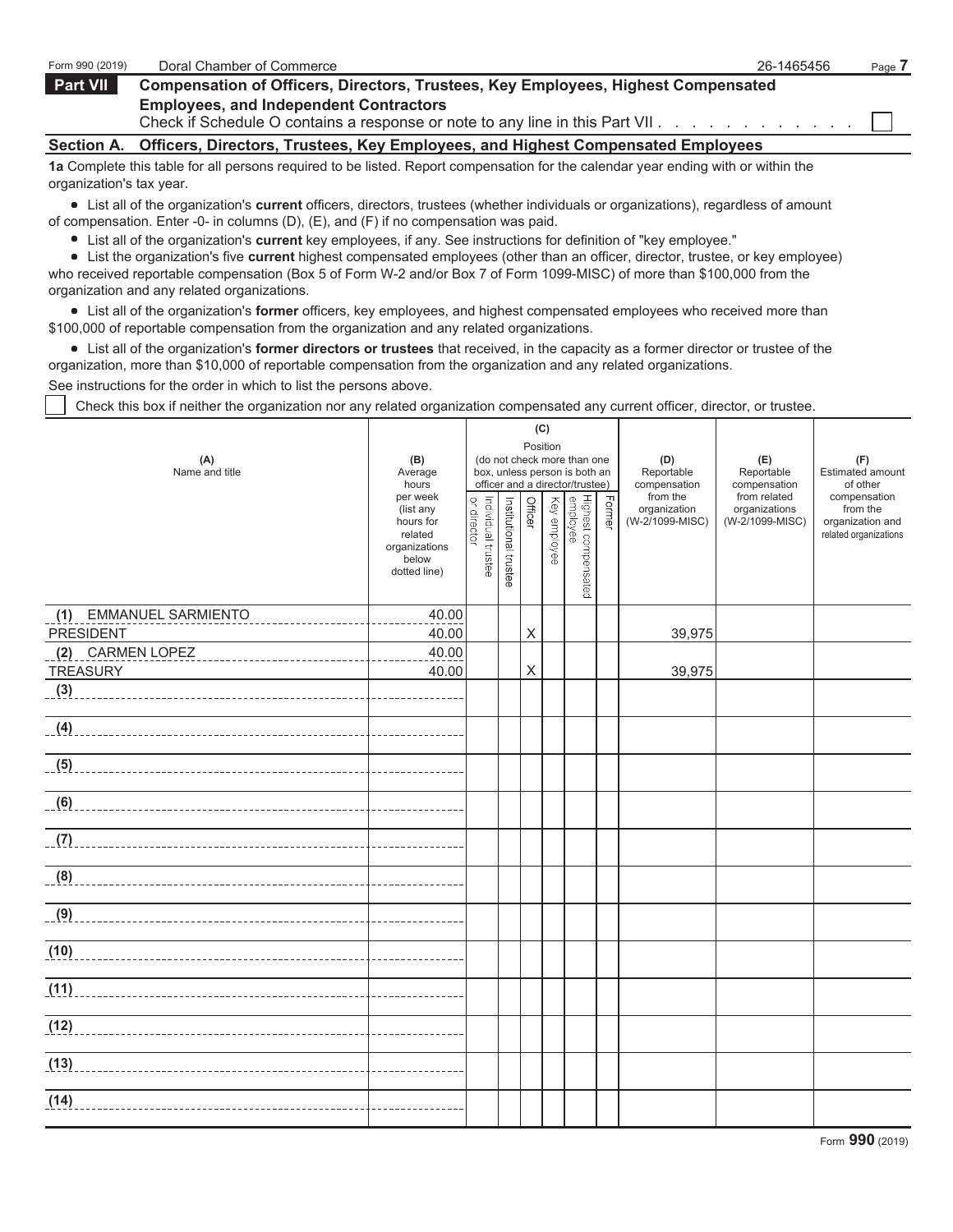Form 990 (2019) Doral Chamber of Commerce 26-1465456

## Part VII Compensation of Officers, Directors, Trustees, Key Employees, Highest Compensated Employees, and Independent Contractors

Check if Schedule O contains a response or note to any line in this Part VII . . . . . . . . . . . . ☐

### Section A. Officers, Directors, Trustees, Key Employees, and Highest Compensated Employees

**1a** Complete this table for all persons required to be listed. Report compensation for the calendar year ending with or within the organization's tax year.

- List all of the organization's **current** officers, directors, trustees (whether individuals or organizations), regardless of amount of compensation. Enter -0- in columns (D), (E), and (F) if no compensation was paid.
- List all of the organization's **current** key employees, if any. See instructions for definition of "key employee."
- List the organization's five **current** highest compensated employees (other than an officer, director, trustee, or key employee) who received reportable compensation (Box 5 of Form W-2 and/or Box 7 of Form 1099-MISC) of more than $100,000 from the organization and any related organizations.
- List all of the organization's **former** officers, key employees, and highest compensated employees who received more than $100,000 of reportable compensation from the organization and any related organizations.
- List all of the organization's **former directors or trustees** that received, in the capacity as a former director or trustee of the organization, more than $10,000 of reportable compensation from the organization and any related organizations.

See instructions for the order in which to list the persons above.

☐ Check this box if neither the organization nor any related organization compensated any current officer, director, or trustee.

| (A) Name and title | (B) Average hours per week (list any hours for related organizations below dotted line) | (C) Position (do not check more than one box, unless person is both an officer and a director/trustee): Individual trustee or director | Institutional trustee | Officer | Key employee | Highest compensated employee | Former | (D) Reportable compensation from the organization (W-2/1099-MISC) | (E) Reportable compensation from related organizations (W-2/1099-MISC) | (F) Estimated amount of other compensation from the organization and related organizations |
|---|---|---|---|---|---|---|---|---|---|---|
| (1) EMMANUEL SARMIENTO<br>PRESIDENT | 40.00<br>40.00 | | | X | | | | 39,975 | | |
| (2) CARMEN LOPEZ<br>TREASURY | 40.00<br>40.00 | | | X | | | | 39,975 | | |
| (3) | | | | | | | | | | |
| (4) | | | | | | | | | | |
| (5) | | | | | | | | | | |
| (6) | | | | | | | | | | |
| (7) | | | | | | | | | | |
| (8) | | | | | | | | | | |
| (9) | | | | | | | | | | |
| (10) | | | | | | | | | | |
| (11) | | | | | | | | | | |
| (12) | | | | | | | | | | |
| (13) | | | | | | | | | | |
| (14) | | | | | | | | | | |

Form **990** (2019)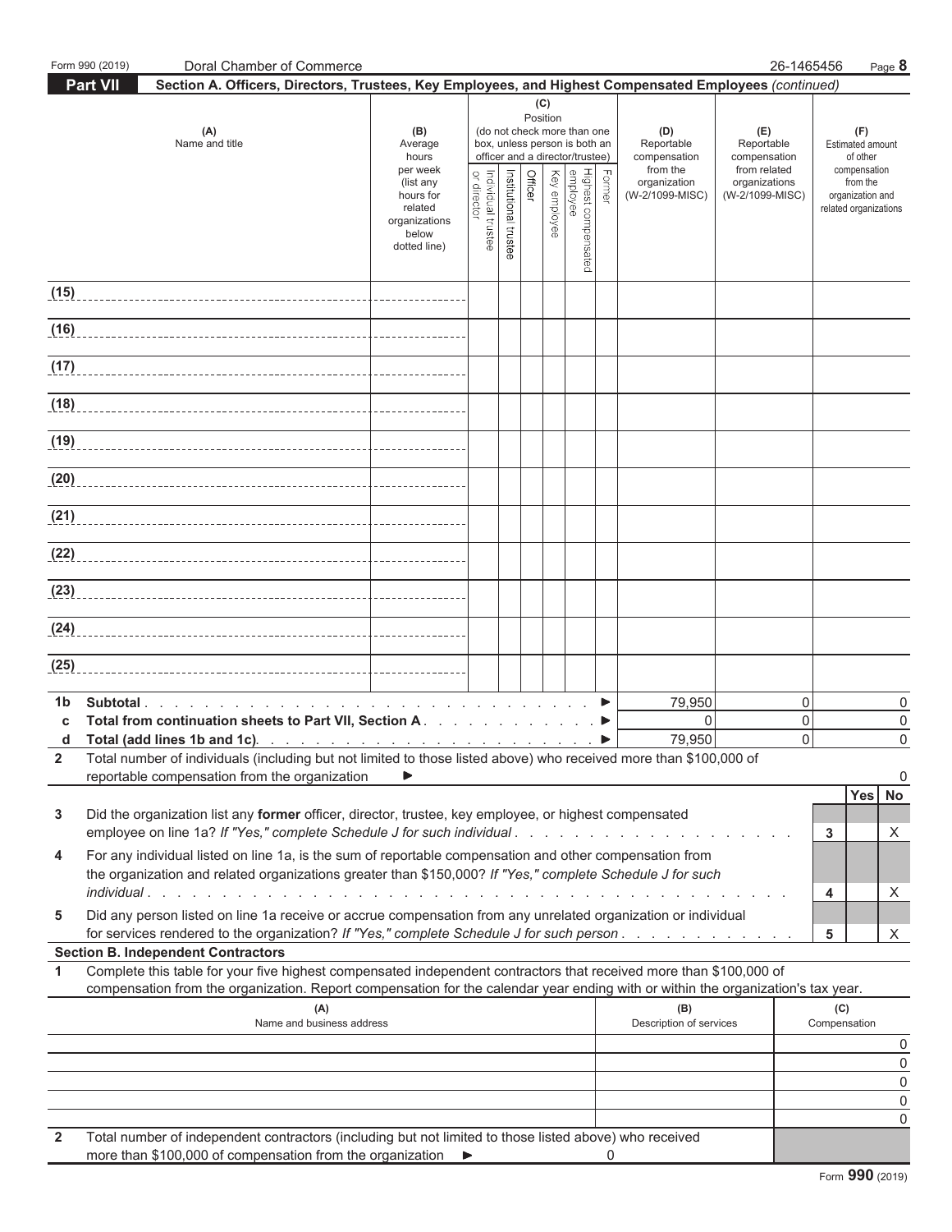Form 990 (2019) Doral Chamber of Commerce 26-1465456 Page **8**

**Part VII** **Section A. Officers, Directors, Trustees, Key Employees, and Highest Compensated Employees** *(continued)*

| (A) Name and title | (B) Average hours per week (list any hours for related organizations below dotted line) | (C) Position (do not check more than one box, unless person is both an officer and a director/trustee) Individual trustee or director | Institutional trustee | Officer | Key employee | Highest compensated employee | Former | (D) Reportable compensation from the organization (W-2/1099-MISC) | (E) Reportable compensation from related organizations (W-2/1099-MISC) | (F) Estimated amount of other compensation from the organization and related organizations |
|---|---|---|---|---|---|---|---|---|---|---|
| (15) | | | | | | | | | | |
| (16) | | | | | | | | | | |
| (17) | | | | | | | | | | |
| (18) | | | | | | | | | | |
| (19) | | | | | | | | | | |
| (20) | | | | | | | | | | |
| (21) | | | | | | | | | | |
| (22) | | | | | | | | | | |
| (23) | | | | | | | | | | |
| (24) | | | | | | | | | | |
| (25) | | | | | | | | | | |

| | | (D) | (E) | (F) |
|---|---|---|---|---|
| 1b | **Subtotal** ▶ | 79,950 | 0 | 0 |
| c | **Total from continuation sheets to Part VII, Section A** ▶ | 0 | 0 | 0 |
| d | **Total (add lines 1b and 1c)** ▶ | 79,950 | 0 | 0 |

**2** Total number of individuals (including but not limited to those listed above) who received more than $100,000 of reportable compensation from the organization ▶ 0

| | | | Yes | No |
|---|---|---|---|---|
| 3 | Did the organization list any **former** officer, director, trustee, key employee, or highest compensated employee on line 1a? *If "Yes," complete Schedule J for such individual* | 3 | | X |
| 4 | For any individual listed on line 1a, is the sum of reportable compensation and other compensation from the organization and related organizations greater than $150,000? *If "Yes," complete Schedule J for such individual* | 4 | | X |
| 5 | Did any person listed on line 1a receive or accrue compensation from any unrelated organization or individual for services rendered to the organization? *If "Yes," complete Schedule J for such person* | 5 | | X |

**Section B. Independent Contractors**

**1** Complete this table for your five highest compensated independent contractors that received more than $100,000 of compensation from the organization. Report compensation for the calendar year ending with or within the organization's tax year.

| (A) Name and business address | (B) Description of services | (C) Compensation |
|---|---|---|
| | | 0 |
| | | 0 |
| | | 0 |
| | | 0 |
| | | 0 |

**2** Total number of independent contractors (including but not limited to those listed above) who received more than $100,000 of compensation from the organization ▶ 0

Form **990** (2019)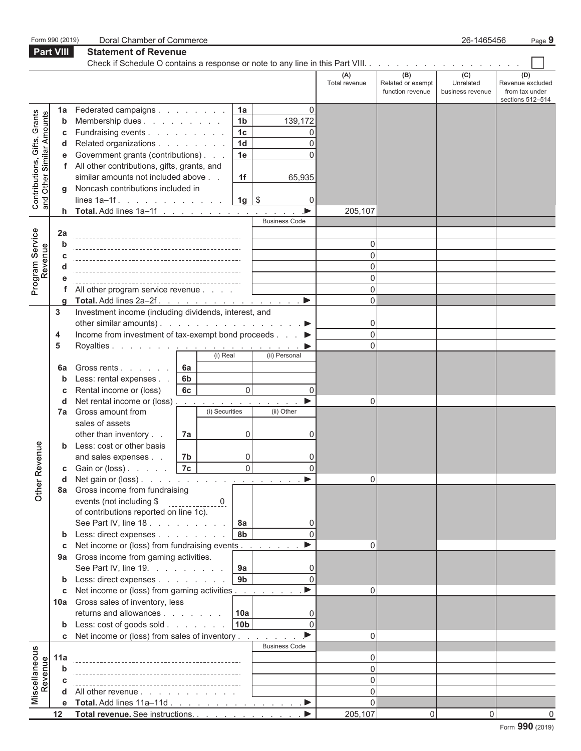Form 990 (2019) Doral Chamber of Commerce 26-1465456

## Part VIII Statement of Revenue

Check if Schedule O contains a response or note to any line in this Part VIII. . . . . . . . . . . . . . . . . . . ☐

| | | | | (A) Total revenue | (B) Related or exempt function revenue | (C) Unrelated business revenue | (D) Revenue excluded from tax under sections 512–514 |
|---|---|---|---|---|---|---|---|
| **Contributions, Gifts, Grants and Other Similar Amounts** | 1a | Federated campaigns . . . . . . . . 1a | 0 | | | | |
| | b | Membership dues . . . . . . . . . 1b | 139,172 | | | | |
| | c | Fundraising events . . . . . . . . . 1c | 0 | | | | |
| | d | Related organizations . . . . . . . . 1d | 0 | | | | |
| | e | Government grants (contributions) . . . 1e | 0 | | | | |
| | f | All other contributions, gifts, grants, and similar amounts not included above . . 1f | 65,935 | | | | |
| | g | Noncash contributions included in lines 1a–1f . . . . . . . . . . . . 1g | $ 0 | | | | |
| | h | **Total.** Add lines 1a–1f . . . . . . . . . . . . . . . ▶ | | 205,107 | | | |
| | | | Business Code | | | | |
| **Program Service Revenue** | 2a | | | | | | |
| | b | | | 0 | | | |
| | c | | | 0 | | | |
| | d | | | 0 | | | |
| | e | | | 0 | | | |
| | f | All other program service revenue . . . . | | 0 | | | |
| | g | **Total.** Add lines 2a–2f . . . . . . . . . . . . . . . . ▶ | | 0 | | | |
| **Other Revenue** | 3 | Investment income (including dividends, interest, and other similar amounts) . . . . . . . . . . . . . . . . ▶ | | 0 | | | |
| | 4 | Income from investment of tax-exempt bond proceeds . . . ▶ | | 0 | | | |
| | 5 | Royalties . . . . . . . . . . . . . . . . . . . . . . ▶ | | 0 | | | |
| | | (i) Real | (ii) Personal | | | | |
| | 6a | Gross rents . . . . . . 6a | | | | | |
| | b | Less: rental expenses . . 6b | | | | | |
| | c | Rental income or (loss) 6c — (i) 0 | 0 | | | | |
| | d | Net rental income or (loss) . . . . . . . . . . . . . . ▶ | | 0 | | | |
| | | (i) Securities | (ii) Other | | | | |
| | 7a | Gross amount from sales of assets other than inventory . . 7a — (i) 0 | 0 | | | | |
| | b | Less: cost or other basis and sales expenses . . 7b — (i) 0 | 0 | | | | |
| | c | Gain or (loss) . . . . . 7c — (i) 0 | 0 | | | | |
| | d | Net gain or (loss) . . . . . . . . . . . . . . . . . . ▶ | | 0 | | | |
| | 8a | Gross income from fundraising events (not including $ 0 of contributions reported on line 1c). See Part IV, line 18 . . . . . . . . . 8a | 0 | | | | |
| | b | Less: direct expenses . . . . . . . . 8b | 0 | | | | |
| | c | Net income or (loss) from fundraising events . . . . . . . ▶ | | 0 | | | |
| | 9a | Gross income from gaming activities. See Part IV, line 19. . . . . . . . . 9a | 0 | | | | |
| | b | Less: direct expenses . . . . . . . . 9b | 0 | | | | |
| | c | Net income or (loss) from gaming activities . . . . . . . . ▶ | | 0 | | | |
| | 10a | Gross sales of inventory, less returns and allowances . . . . . . . 10a | 0 | | | | |
| | b | Less: cost of goods sold . . . . . . . 10b | 0 | | | | |
| | c | Net income or (loss) from sales of inventory . . . . . . . ▶ | | 0 | | | |
| | | | Business Code | | | | |
| **Miscellaneous Revenue** | 11a | | | 0 | | | |
| | b | | | 0 | | | |
| | c | | | 0 | | | |
| | d | All other revenue . . . . . . . . . . . | | 0 | | | |
| | e | **Total.** Add lines 11a–11d . . . . . . . . . . . . . . . ▶ | | 0 | | | |
| | 12 | **Total revenue.** See instructions. . . . . . . . . . . . . ▶ | | 205,107 | 0 | 0 | 0 |

Form **990** (2019)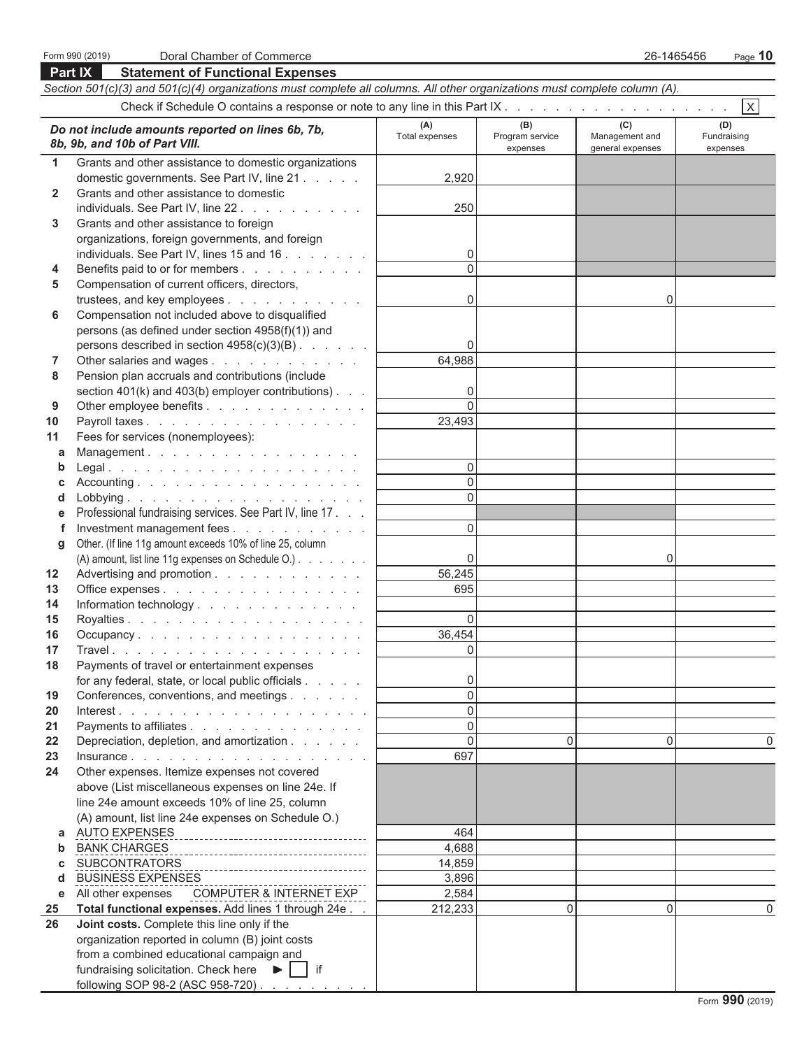Form 990 (2019) Doral Chamber of Commerce 26-1465456

## Part IX Statement of Functional Expenses

*Section 501(c)(3) and 501(c)(4) organizations must complete all columns. All other organizations must complete column (A).*

Check if Schedule O contains a response or note to any line in this Part IX . . . . . [X]

| | *Do not include amounts reported on lines 6b, 7b, 8b, 9b, and 10b of Part VIII.* | (A) Total expenses | (B) Program service expenses | (C) Management and general expenses | (D) Fundraising expenses |
|---|---|---|---|---|---|
| 1 | Grants and other assistance to domestic organizations domestic governments. See Part IV, line 21 | 2,920 | | | |
| 2 | Grants and other assistance to domestic individuals. See Part IV, line 22 | 250 | | | |
| 3 | Grants and other assistance to foreign organizations, foreign governments, and foreign individuals. See Part IV, lines 15 and 16 | 0 | | | |
| 4 | Benefits paid to or for members | 0 | | | |
| 5 | Compensation of current officers, directors, trustees, and key employees | 0 | | 0 | |
| 6 | Compensation not included above to disqualified persons (as defined under section 4958(f)(1)) and persons described in section 4958(c)(3)(B) | 0 | | | |
| 7 | Other salaries and wages | 64,988 | | | |
| 8 | Pension plan accruals and contributions (include section 401(k) and 403(b) employer contributions) | 0 | | | |
| 9 | Other employee benefits | 0 | | | |
| 10 | Payroll taxes | 23,493 | | | |
| 11 | Fees for services (nonemployees): | | | | |
| a | Management | | | | |
| b | Legal | 0 | | | |
| c | Accounting | 0 | | | |
| d | Lobbying | 0 | | | |
| e | Professional fundraising services. See Part IV, line 17 | | | | |
| f | Investment management fees | 0 | | | |
| g | Other. (If line 11g amount exceeds 10% of line 25, column (A) amount, list line 11g expenses on Schedule O.) | 0 | | 0 | |
| 12 | Advertising and promotion | 56,245 | | | |
| 13 | Office expenses | 695 | | | |
| 14 | Information technology | | | | |
| 15 | Royalties | 0 | | | |
| 16 | Occupancy | 36,454 | | | |
| 17 | Travel | 0 | | | |
| 18 | Payments of travel or entertainment expenses for any federal, state, or local public officials | 0 | | | |
| 19 | Conferences, conventions, and meetings | 0 | | | |
| 20 | Interest | 0 | | | |
| 21 | Payments to affiliates | 0 | | | |
| 22 | Depreciation, depletion, and amortization | 0 | 0 | 0 | 0 |
| 23 | Insurance | 697 | | | |
| 24 | Other expenses. Itemize expenses not covered above (List miscellaneous expenses on line 24e. If line 24e amount exceeds 10% of line 25, column (A) amount, list line 24e expenses on Schedule O.) | | | | |
| a | AUTO EXPENSES | 464 | | | |
| b | BANK CHARGES | 4,688 | | | |
| c | SUBCONTRATORS | 14,859 | | | |
| d | BUSINESS EXPENSES | 3,896 | | | |
| e | All other expenses COMPUTER & INTERNET EXP | 2,584 | | | |
| 25 | **Total functional expenses.** Add lines 1 through 24e | 212,233 | 0 | 0 | 0 |
| 26 | **Joint costs.** Complete this line only if the organization reported in column (B) joint costs from a combined educational campaign and fundraising solicitation. Check here ▶ [ ] if following SOP 98-2 (ASC 958-720) | | | | |

Form **990** (2019)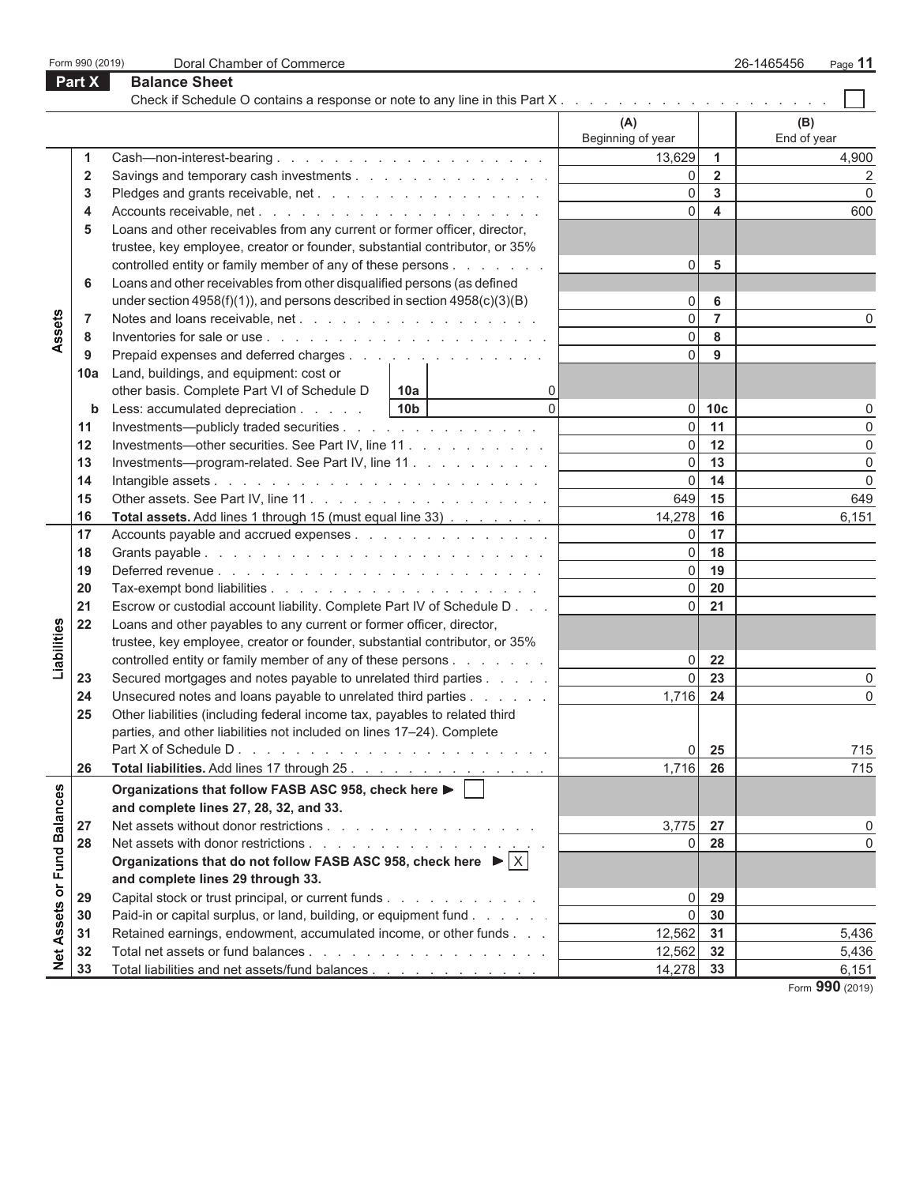Form 990 (2019) Doral Chamber of Commerce 26-1465456

## Part X Balance Sheet

Check if Schedule O contains a response or note to any line in this Part X . . . . . . . . . . . . . . . . . . . . ☐

| Section | Line | Description | | | (A) Beginning of year | Line | (B) End of year |
|---|---|---|---|---|---|---|---|
| Assets | 1 | Cash—non-interest-bearing | | | 13,629 | 1 | 4,900 |
| | 2 | Savings and temporary cash investments | | | 0 | 2 | 2 |
| | 3 | Pledges and grants receivable, net | | | 0 | 3 | 0 |
| | 4 | Accounts receivable, net | | | 0 | 4 | 600 |
| | 5 | Loans and other receivables from any current or former officer, director, trustee, key employee, creator or founder, substantial contributor, or 35% controlled entity or family member of any of these persons | | | 0 | 5 | |
| | 6 | Loans and other receivables from other disqualified persons (as defined under section 4958(f)(1)), and persons described in section 4958(c)(3)(B) | | | 0 | 6 | |
| | 7 | Notes and loans receivable, net | | | 0 | 7 | 0 |
| | 8 | Inventories for sale or use | | | 0 | 8 | |
| | 9 | Prepaid expenses and deferred charges | | | 0 | 9 | |
| | 10a | Land, buildings, and equipment: cost or other basis. Complete Part VI of Schedule D | 10a | 0 | | | |
| | b | Less: accumulated depreciation | 10b | 0 | 0 | 10c | 0 |
| | 11 | Investments—publicly traded securities | | | 0 | 11 | 0 |
| | 12 | Investments—other securities. See Part IV, line 11 | | | 0 | 12 | 0 |
| | 13 | Investments—program-related. See Part IV, line 11 | | | 0 | 13 | 0 |
| | 14 | Intangible assets | | | 0 | 14 | 0 |
| | 15 | Other assets. See Part IV, line 11 | | | 649 | 15 | 649 |
| | 16 | **Total assets.** Add lines 1 through 15 (must equal line 33) | | | 14,278 | 16 | 6,151 |
| Liabilities | 17 | Accounts payable and accrued expenses | | | 0 | 17 | |
| | 18 | Grants payable | | | 0 | 18 | |
| | 19 | Deferred revenue | | | 0 | 19 | |
| | 20 | Tax-exempt bond liabilities | | | 0 | 20 | |
| | 21 | Escrow or custodial account liability. Complete Part IV of Schedule D | | | 0 | 21 | |
| | 22 | Loans and other payables to any current or former officer, director, trustee, key employee, creator or founder, substantial contributor, or 35% controlled entity or family member of any of these persons | | | 0 | 22 | |
| | 23 | Secured mortgages and notes payable to unrelated third parties | | | 0 | 23 | 0 |
| | 24 | Unsecured notes and loans payable to unrelated third parties | | | 1,716 | 24 | 0 |
| | 25 | Other liabilities (including federal income tax, payables to related third parties, and other liabilities not included on lines 17–24). Complete Part X of Schedule D | | | 0 | 25 | 715 |
| | 26 | **Total liabilities.** Add lines 17 through 25 | | | 1,716 | 26 | 715 |
| Net Assets or Fund Balances | | **Organizations that follow FASB ASC 958, check here ▶ ☐ and complete lines 27, 28, 32, and 33.** | | | | | |
| | 27 | Net assets without donor restrictions | | | 3,775 | 27 | 0 |
| | 28 | Net assets with donor restrictions | | | 0 | 28 | 0 |
| | | **Organizations that do not follow FASB ASC 958, check here ▶ ☒ and complete lines 29 through 33.** | | | | | |
| | 29 | Capital stock or trust principal, or current funds | | | 0 | 29 | |
| | 30 | Paid-in or capital surplus, or land, building, or equipment fund | | | 0 | 30 | |
| | 31 | Retained earnings, endowment, accumulated income, or other funds | | | 12,562 | 31 | 5,436 |
| | 32 | Total net assets or fund balances | | | 12,562 | 32 | 5,436 |
| | 33 | Total liabilities and net assets/fund balances | | | 14,278 | 33 | 6,151 |

Form **990** (2019)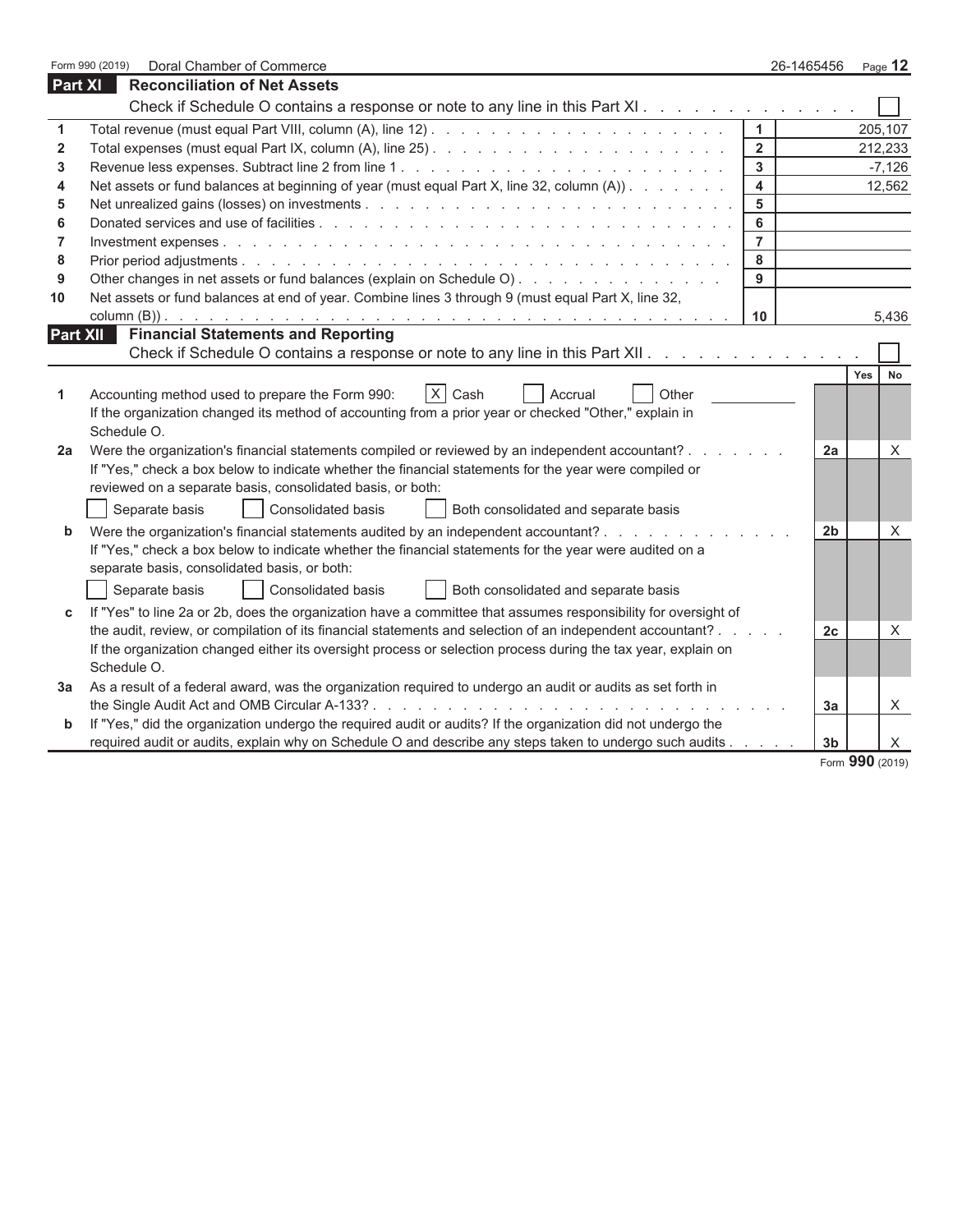Form 990 (2019) Doral Chamber of Commerce 26-1465456

## Part XI Reconciliation of Net Assets

Check if Schedule O contains a response or note to any line in this Part XI . . . . . . . . . . . . . ☐

| | | | |
|---|---|---|---|
| 1 | Total revenue (must equal Part VIII, column (A), line 12) | 1 | 205,107 |
| 2 | Total expenses (must equal Part IX, column (A), line 25) | 2 | 212,233 |
| 3 | Revenue less expenses. Subtract line 2 from line 1 | 3 | -7,126 |
| 4 | Net assets or fund balances at beginning of year (must equal Part X, line 32, column (A)) | 4 | 12,562 |
| 5 | Net unrealized gains (losses) on investments | 5 | |
| 6 | Donated services and use of facilities | 6 | |
| 7 | Investment expenses | 7 | |
| 8 | Prior period adjustments | 8 | |
| 9 | Other changes in net assets or fund balances (explain on Schedule O) | 9 | |
| 10 | Net assets or fund balances at end of year. Combine lines 3 through 9 (must equal Part X, line 32, column (B)) | 10 | 5,436 |

## Part XII Financial Statements and Reporting

Check if Schedule O contains a response or note to any line in this Part XII . . . . . . . . . . . . . ☐

| | | | Yes | No |
|---|---|---|---|---|
| 1 | Accounting method used to prepare the Form 990: ☒ Cash ☐ Accrual ☐ Other<br>If the organization changed its method of accounting from a prior year or checked "Other," explain in Schedule O. | | | |
| 2a | Were the organization's financial statements compiled or reviewed by an independent accountant?<br>If "Yes," check a box below to indicate whether the financial statements for the year were compiled or reviewed on a separate basis, consolidated basis, or both:<br>☐ Separate basis ☐ Consolidated basis ☐ Both consolidated and separate basis | 2a | | X |
| b | Were the organization's financial statements audited by an independent accountant?<br>If "Yes," check a box below to indicate whether the financial statements for the year were audited on a separate basis, consolidated basis, or both:<br>☐ Separate basis ☐ Consolidated basis ☐ Both consolidated and separate basis | 2b | | X |
| c | If "Yes" to line 2a or 2b, does the organization have a committee that assumes responsibility for oversight of the audit, review, or compilation of its financial statements and selection of an independent accountant?<br>If the organization changed either its oversight process or selection process during the tax year, explain on Schedule O. | 2c | | X |
| 3a | As a result of a federal award, was the organization required to undergo an audit or audits as set forth in the Single Audit Act and OMB Circular A-133? | 3a | | X |
| b | If "Yes," did the organization undergo the required audit or audits? If the organization did not undergo the required audit or audits, explain why on Schedule O and describe any steps taken to undergo such audits | 3b | | X |

Form **990** (2019)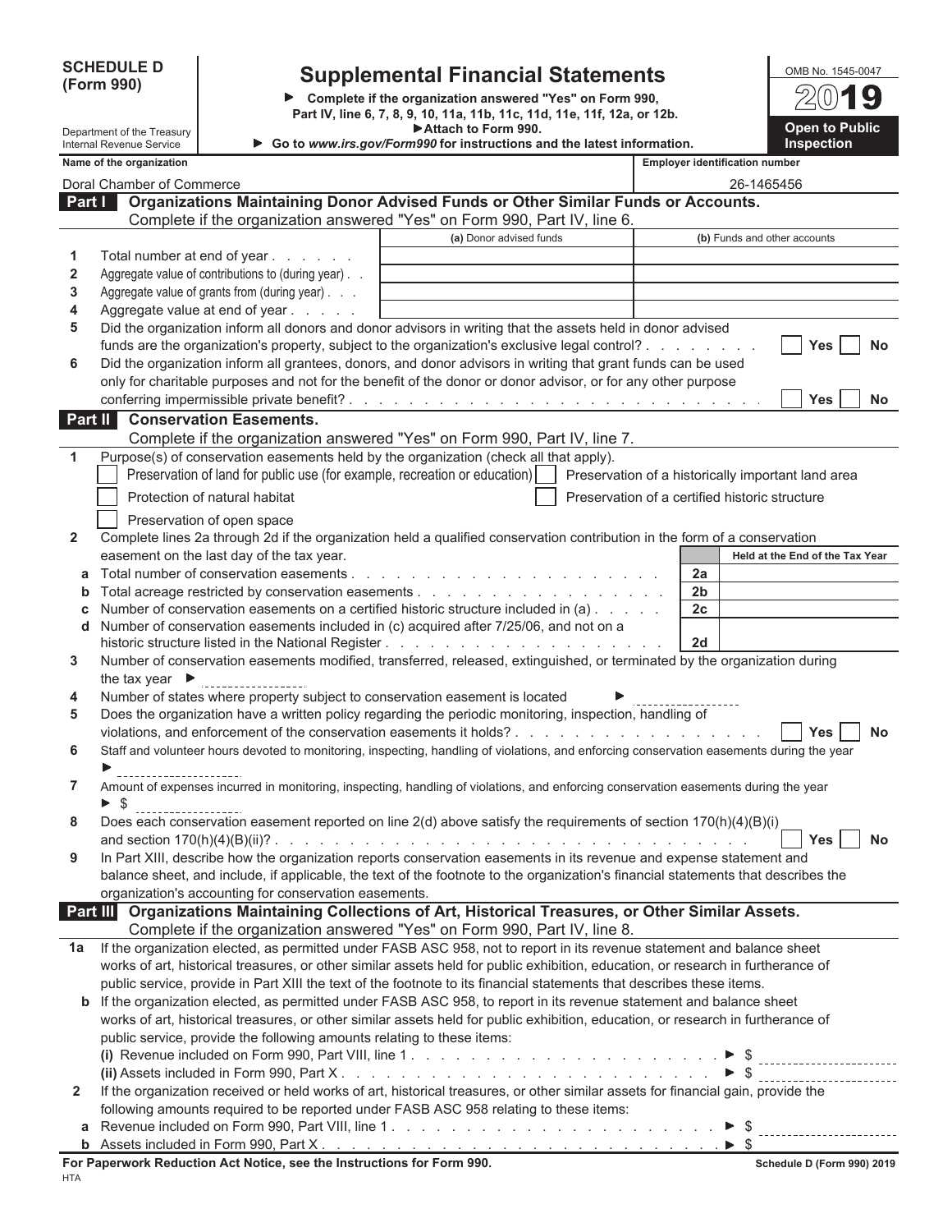**SCHEDULE D (Form 990)**

Department of the Treasury
Internal Revenue Service

# Supplemental Financial Statements

► Complete if the organization answered "Yes" on Form 990, Part IV, line 6, 7, 8, 9, 10, 11a, 11b, 11c, 11d, 11e, 11f, 12a, or 12b.
► Attach to Form 990.
► Go to *www.irs.gov/Form990* for instructions and the latest information.

OMB No. 1545-0047

**2019**

**Open to Public Inspection**

| Name of the organization | Employer identification number |
|---|---|
| Doral Chamber of Commerce | 26-1465456 |

## Part I Organizations Maintaining Donor Advised Funds or Other Similar Funds or Accounts.

Complete if the organization answered "Yes" on Form 990, Part IV, line 6.

| | | (a) Donor advised funds | (b) Funds and other accounts |
|---|---|---|---|
| 1 | Total number at end of year | | |
| 2 | Aggregate value of contributions to (during year) | | |
| 3 | Aggregate value of grants from (during year) | | |
| 4 | Aggregate value at end of year | | |

5 Did the organization inform all donors and donor advisors in writing that the assets held in donor advised funds are the organization's property, subject to the organization's exclusive legal control? ☐ Yes ☐ No

6 Did the organization inform all grantees, donors, and donor advisors in writing that grant funds can be used only for charitable purposes and not for the benefit of the donor or donor advisor, or for any other purpose conferring impermissible private benefit? ☐ Yes ☐ No

## Part II Conservation Easements.

Complete if the organization answered "Yes" on Form 990, Part IV, line 7.

1 Purpose(s) of conservation easements held by the organization (check all that apply).

- ☐ Preservation of land for public use (for example, recreation or education)
- ☐ Preservation of a historically important land area
- ☐ Protection of natural habitat
- ☐ Preservation of a certified historic structure
- ☐ Preservation of open space

2 Complete lines 2a through 2d if the organization held a qualified conservation contribution in the form of a conservation easement on the last day of the tax year.

| | | | Held at the End of the Tax Year |
|---|---|---|---|
| a | Total number of conservation easements | 2a | |
| b | Total acreage restricted by conservation easements | 2b | |
| c | Number of conservation easements on a certified historic structure included in (a) | 2c | |
| d | Number of conservation easements included in (c) acquired after 7/25/06, and not on a historic structure listed in the National Register | 2d | |

3 Number of conservation easements modified, transferred, released, extinguished, or terminated by the organization during the tax year ► ________

4 Number of states where property subject to conservation easement is located ► ________

5 Does the organization have a written policy regarding the periodic monitoring, inspection, handling of violations, and enforcement of the conservation easements it holds? ☐ Yes ☐ No

6 Staff and volunteer hours devoted to monitoring, inspecting, handling of violations, and enforcing conservation easements during the year ► ________

7 Amount of expenses incurred in monitoring, inspecting, handling of violations, and enforcing conservation easements during the year ► $ ________

8 Does each conservation easement reported on line 2(d) above satisfy the requirements of section 170(h)(4)(B)(i) and section 170(h)(4)(B)(ii)? ☐ Yes ☐ No

9 In Part XIII, describe how the organization reports conservation easements in its revenue and expense statement and balance sheet, and include, if applicable, the text of the footnote to the organization's financial statements that describes the organization's accounting for conservation easements.

## Part III Organizations Maintaining Collections of Art, Historical Treasures, or Other Similar Assets.

Complete if the organization answered "Yes" on Form 990, Part IV, line 8.

1a If the organization elected, as permitted under FASB ASC 958, not to report in its revenue statement and balance sheet works of art, historical treasures, or other similar assets held for public exhibition, education, or research in furtherance of public service, provide in Part XIII the text of the footnote to its financial statements that describes these items.

b If the organization elected, as permitted under FASB ASC 958, to report in its revenue statement and balance sheet works of art, historical treasures, or other similar assets held for public exhibition, education, or research in furtherance of public service, provide the following amounts relating to these items:

(i) Revenue included on Form 990, Part VIII, line 1 ► $ ________

(ii) Assets included in Form 990, Part X ► $ ________

2 If the organization received or held works of art, historical treasures, or other similar assets for financial gain, provide the following amounts required to be reported under FASB ASC 958 relating to these items:

a Revenue included on Form 990, Part VIII, line 1 ► $ ________

b Assets included in Form 990, Part X ► $ ________

**For Paperwork Reduction Act Notice, see the Instructions for Form 990.** **Schedule D (Form 990) 2019**

HTA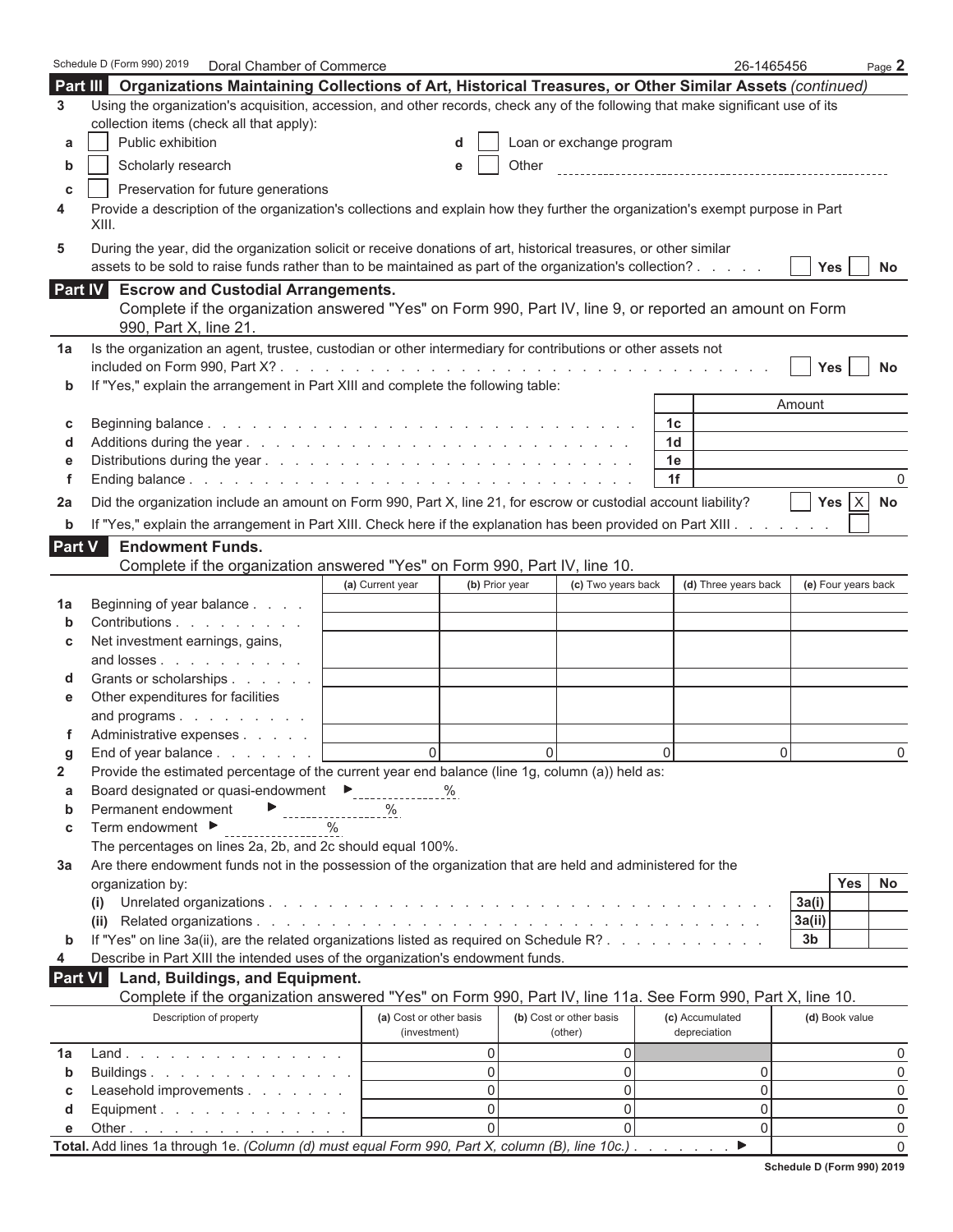Schedule D (Form 990) 2019 Doral Chamber of Commerce 26-1465456

## Part III Organizations Maintaining Collections of Art, Historical Treasures, or Other Similar Assets *(continued)*

**3** Using the organization's acquisition, accession, and other records, check any of the following that make significant use of its collection items (check all that apply):

- **a** ☐ Public exhibition
- **b** ☐ Scholarly research
- **c** ☐ Preservation for future generations
- **d** ☐ Loan or exchange program
- **e** ☐ Other

**4** Provide a description of the organization's collections and explain how they further the organization's exempt purpose in Part XIII.

**5** During the year, did the organization solicit or receive donations of art, historical treasures, or other similar assets to be sold to raise funds rather than to be maintained as part of the organization's collection? ☐ Yes ☐ No

## Part IV Escrow and Custodial Arrangements.

Complete if the organization answered "Yes" on Form 990, Part IV, line 9, or reported an amount on Form 990, Part X, line 21.

**1a** Is the organization an agent, trustee, custodian or other intermediary for contributions or other assets not included on Form 990, Part X? ☐ Yes ☐ No

**b** If "Yes," explain the arrangement in Part XIII and complete the following table:

| | | | Amount |
|---|---|---|---|
| c | Beginning balance | 1c | |
| d | Additions during the year | 1d | |
| e | Distributions during the year | 1e | |
| f | Ending balance | 1f | 0 |

**2a** Did the organization include an amount on Form 990, Part X, line 21, for escrow or custodial account liability? ☐ Yes ☒ No

**b** If "Yes," explain the arrangement in Part XIII. Check here if the explanation has been provided on Part XIII ☐

## Part V Endowment Funds.

Complete if the organization answered "Yes" on Form 990, Part IV, line 10.

| | | (a) Current year | (b) Prior year | (c) Two years back | (d) Three years back | (e) Four years back |
|---|---|---|---|---|---|---|
| 1a | Beginning of year balance | | | | | |
| b | Contributions | | | | | |
| c | Net investment earnings, gains, and losses | | | | | |
| d | Grants or scholarships | | | | | |
| e | Other expenditures for facilities and programs | | | | | |
| f | Administrative expenses | | | | | |
| g | End of year balance | 0 | 0 | 0 | 0 | 0 |

**2** Provide the estimated percentage of the current year end balance (line 1g, column (a)) held as:

- **a** Board designated or quasi-endowment ► %
- **b** Permanent endowment ► %
- **c** Term endowment ► %

The percentages on lines 2a, 2b, and 2c should equal 100%.

**3a** Are there endowment funds not in the possession of the organization that are held and administered for the organization by:

| | | | Yes | No |
|---|---|---|---|---|
| (i) | Unrelated organizations | 3a(i) | | |
| (ii) | Related organizations | 3a(ii) | | |
| b | If "Yes" on line 3a(ii), are the related organizations listed as required on Schedule R? | 3b | | |

**4** Describe in Part XIII the intended uses of the organization's endowment funds.

## Part VI Land, Buildings, and Equipment.

Complete if the organization answered "Yes" on Form 990, Part IV, line 11a. See Form 990, Part X, line 10.

| | Description of property | (a) Cost or other basis (investment) | (b) Cost or other basis (other) | (c) Accumulated depreciation | (d) Book value |
|---|---|---|---|---|---|
| 1a | Land | 0 | 0 | | 0 |
| b | Buildings | 0 | 0 | 0 | 0 |
| c | Leasehold improvements | 0 | 0 | 0 | 0 |
| d | Equipment | 0 | 0 | 0 | 0 |
| e | Other | 0 | 0 | 0 | 0 |
| | **Total.** Add lines 1a through 1e. *(Column (d) must equal Form 990, Part X, column (B), line 10c.)* ► | | | | 0 |

Schedule D (Form 990) 2019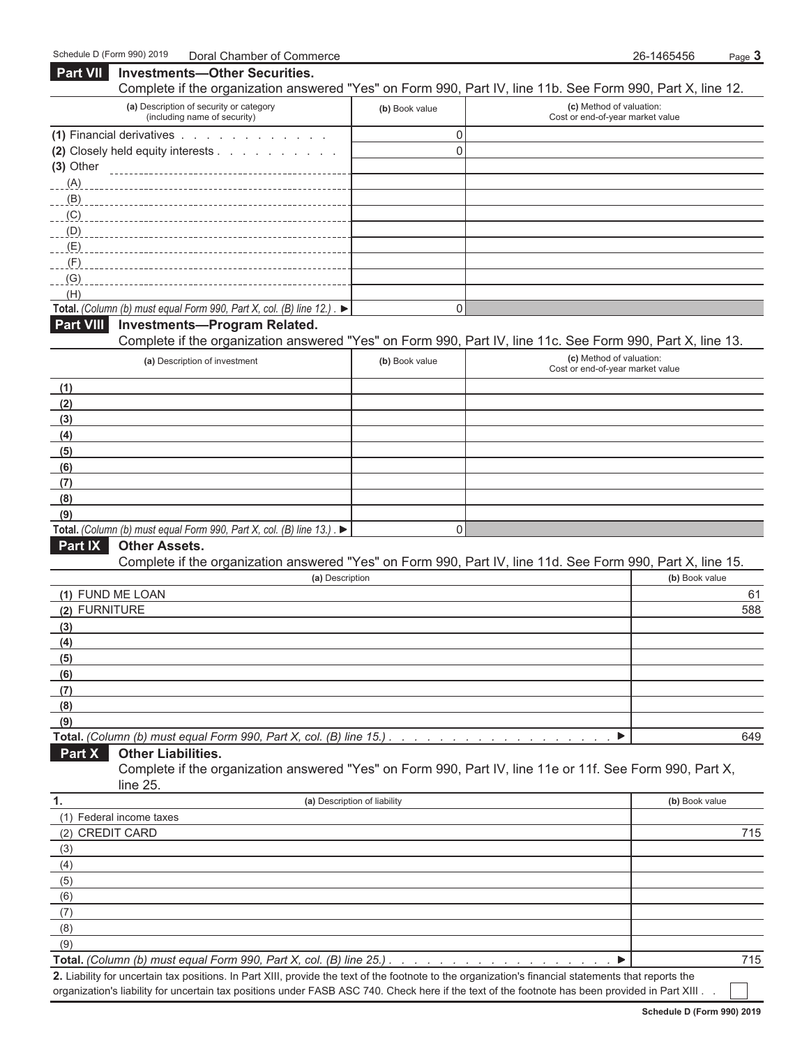Schedule D (Form 990) 2019 Doral Chamber of Commerce 26-1465456

## Part VII Investments—Other Securities.

Complete if the organization answered "Yes" on Form 990, Part IV, line 11b. See Form 990, Part X, line 12.

| (a) Description of security or category (including name of security) | (b) Book value | (c) Method of valuation: Cost or end-of-year market value |
|---|---|---|
| (1) Financial derivatives | 0 | |
| (2) Closely held equity interests | 0 | |
| (3) Other | | |
| (A) | | |
| (B) | | |
| (C) | | |
| (D) | | |
| (E) | | |
| (F) | | |
| (G) | | |
| (H) | | |
| **Total.** *(Column (b) must equal Form 990, Part X, col. (B) line 12.)* ▶ | 0 | |

## Part VIII Investments—Program Related.

Complete if the organization answered "Yes" on Form 990, Part IV, line 11c. See Form 990, Part X, line 13.

| (a) Description of investment | (b) Book value | (c) Method of valuation: Cost or end-of-year market value |
|---|---|---|
| (1) | | |
| (2) | | |
| (3) | | |
| (4) | | |
| (5) | | |
| (6) | | |
| (7) | | |
| (8) | | |
| (9) | | |
| **Total.** *(Column (b) must equal Form 990, Part X, col. (B) line 13.)* ▶ | 0 | |

## Part IX Other Assets.

Complete if the organization answered "Yes" on Form 990, Part IV, line 11d. See Form 990, Part X, line 15.

| (a) Description | (b) Book value |
|---|---|
| (1) FUND ME LOAN | 61 |
| (2) FURNITURE | 588 |
| (3) | |
| (4) | |
| (5) | |
| (6) | |
| (7) | |
| (8) | |
| (9) | |
| **Total.** *(Column (b) must equal Form 990, Part X, col. (B) line 15.)* ▶ | 649 |

## Part X Other Liabilities.

Complete if the organization answered "Yes" on Form 990, Part IV, line 11e or 11f. See Form 990, Part X, line 25.

| 1. (a) Description of liability | (b) Book value |
|---|---|
| (1) Federal income taxes | |
| (2) CREDIT CARD | 715 |
| (3) | |
| (4) | |
| (5) | |
| (6) | |
| (7) | |
| (8) | |
| (9) | |
| **Total.** *(Column (b) must equal Form 990, Part X, col. (B) line 25.)* ▶ | 715 |

**2.** Liability for uncertain tax positions. In Part XIII, provide the text of the footnote to the organization's financial statements that reports the organization's liability for uncertain tax positions under FASB ASC 740. Check here if the text of the footnote has been provided in Part XIII ☐

Schedule D (Form 990) 2019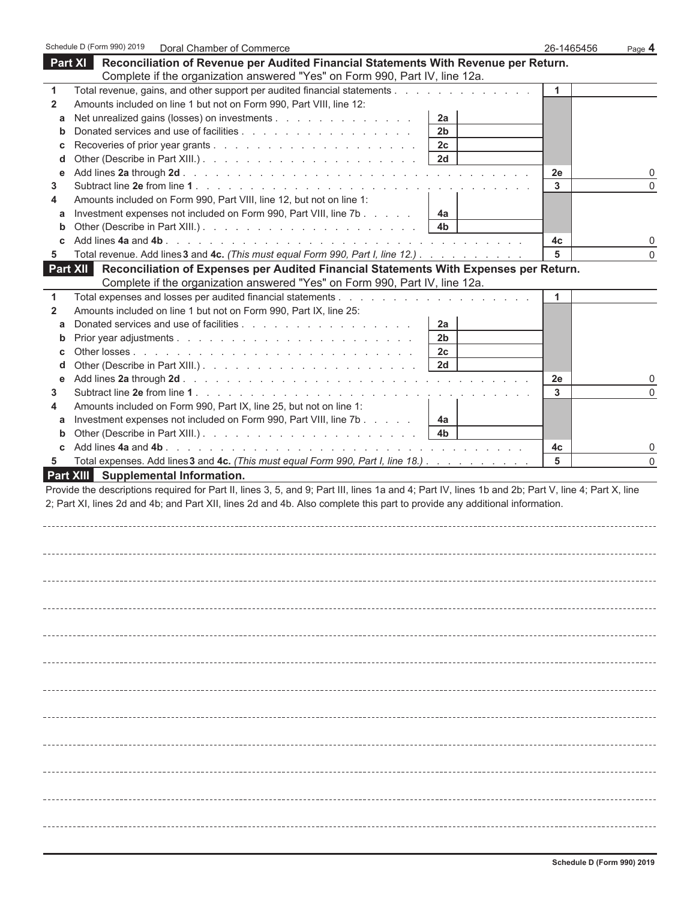Schedule D (Form 990) 2019 Doral Chamber of Commerce 26-1465456

## Part XI Reconciliation of Revenue per Audited Financial Statements With Revenue per Return.

Complete if the organization answered "Yes" on Form 990, Part IV, line 12a.

| | | | | | |
|---|---|---|---|---|---|
| 1 | Total revenue, gains, and other support per audited financial statements | | | 1 | |
| 2 | Amounts included on line 1 but not on Form 990, Part VIII, line 12: | | | | |
| a | Net unrealized gains (losses) on investments | 2a | | | |
| b | Donated services and use of facilities | 2b | | | |
| c | Recoveries of prior year grants | 2c | | | |
| d | Other (Describe in Part XIII.) | 2d | | | |
| e | Add lines **2a** through **2d** | | | 2e | 0 |
| 3 | Subtract line **2e** from line **1** | | | 3 | 0 |
| 4 | Amounts included on Form 990, Part VIII, line 12, but not on line 1: | | | | |
| a | Investment expenses not included on Form 990, Part VIII, line 7b | 4a | | | |
| b | Other (Describe in Part XIII.) | 4b | | | |
| c | Add lines **4a** and **4b** | | | 4c | 0 |
| 5 | Total revenue. Add lines **3** and **4c.** *(This must equal Form 990, Part I, line 12.)* | | | 5 | 0 |

## Part XII Reconciliation of Expenses per Audited Financial Statements With Expenses per Return.

Complete if the organization answered "Yes" on Form 990, Part IV, line 12a.

| | | | | | |
|---|---|---|---|---|---|
| 1 | Total expenses and losses per audited financial statements | | | 1 | |
| 2 | Amounts included on line 1 but not on Form 990, Part IX, line 25: | | | | |
| a | Donated services and use of facilities | 2a | | | |
| b | Prior year adjustments | 2b | | | |
| c | Other losses | 2c | | | |
| d | Other (Describe in Part XIII.) | 2d | | | |
| e | Add lines **2a** through **2d** | | | 2e | 0 |
| 3 | Subtract line **2e** from line **1** | | | 3 | 0 |
| 4 | Amounts included on Form 990, Part IX, line 25, but not on line 1: | | | | |
| a | Investment expenses not included on Form 990, Part VIII, line 7b | 4a | | | |
| b | Other (Describe in Part XIII.) | 4b | | | |
| c | Add lines **4a** and **4b** | | | 4c | 0 |
| 5 | Total expenses. Add lines **3** and **4c.** *(This must equal Form 990, Part I, line 18.)* | | | 5 | 0 |

## Part XIII Supplemental Information.

Provide the descriptions required for Part II, lines 3, 5, and 9; Part III, lines 1a and 4; Part IV, lines 1b and 2b; Part V, line 4; Part X, line 2; Part XI, lines 2d and 4b; and Part XII, lines 2d and 4b. Also complete this part to provide any additional information.

Schedule D (Form 990) 2019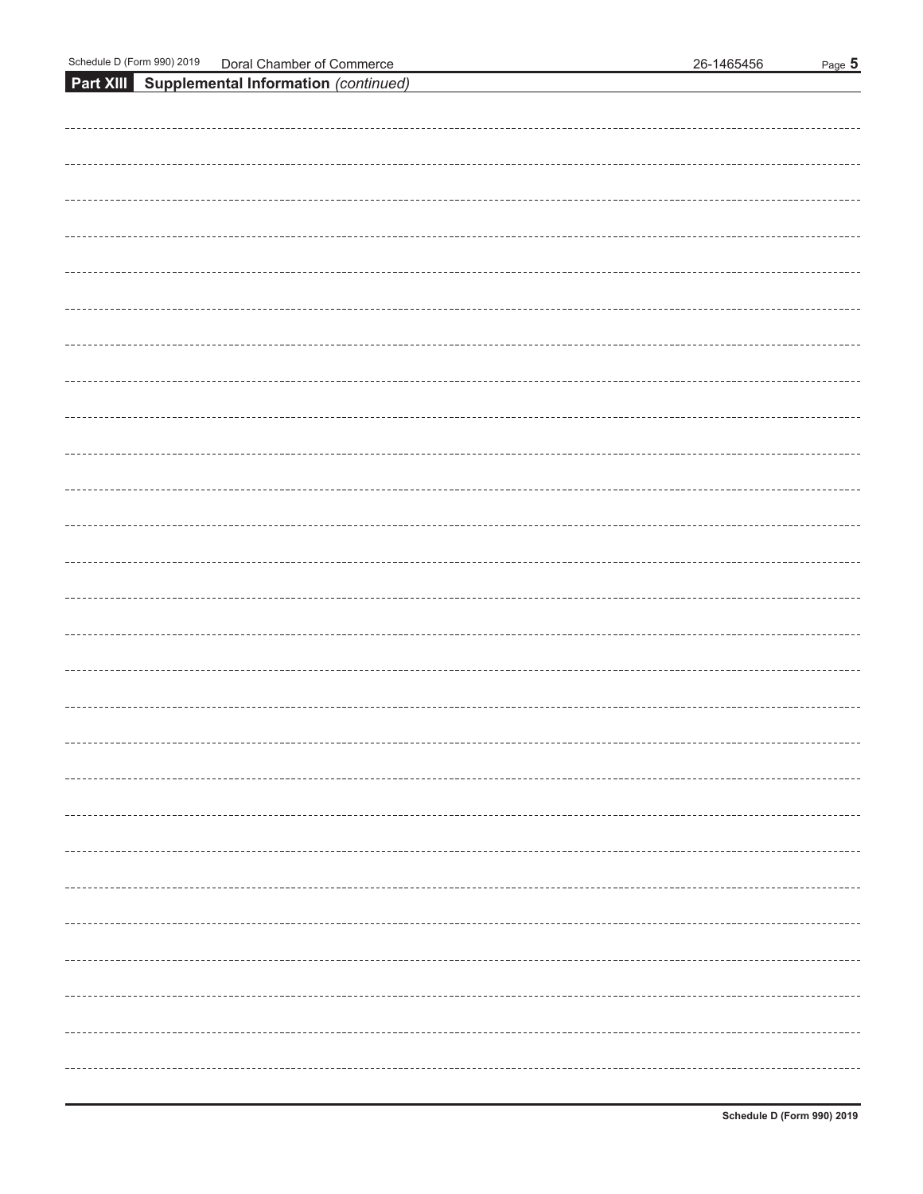## Part XIII Supplemental Information *(continued)*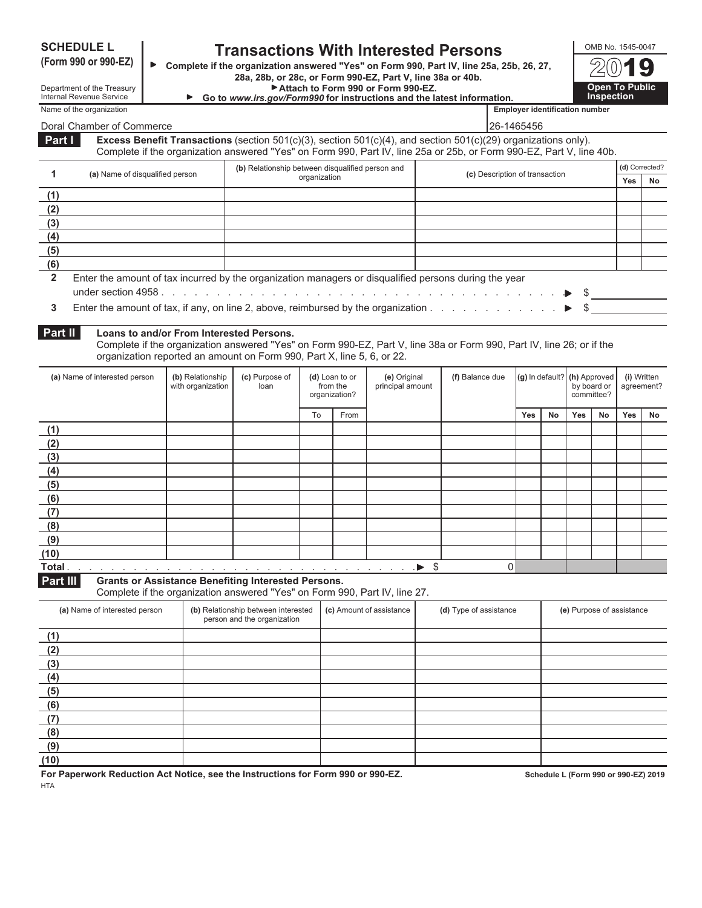# SCHEDULE L (Form 990 or 990-EZ)

Department of the Treasury
Internal Revenue Service

## Transactions With Interested Persons

▶ **Complete if the organization answered "Yes" on Form 990, Part IV, line 25a, 25b, 26, 27, 28a, 28b, or 28c, or Form 990-EZ, Part V, line 38a or 40b.**
▶ **Attach to Form 990 or Form 990-EZ.**
▶ **Go to *www.irs.gov/Form990* for instructions and the latest information.**

OMB No. 1545-0047

**2019**

**Open To Public Inspection**

Name of the organization: Doral Chamber of Commerce

Employer identification number: 26-1465456

**Part I** **Excess Benefit Transactions** (section 501(c)(3), section 501(c)(4), and section 501(c)(29) organizations only).
Complete if the organization answered "Yes" on Form 990, Part IV, line 25a or 25b, or Form 990-EZ, Part V, line 40b.

| 1 | (a) Name of disqualified person | (b) Relationship between disqualified person and organization | (c) Description of transaction | (d) Corrected? | |
|---|---|---|---|---|---|
| | | | | Yes | No |
| (1) | | | | | |
| (2) | | | | | |
| (3) | | | | | |
| (4) | | | | | |
| (5) | | | | | |
| (6) | | | | | |

**2** Enter the amount of tax incurred by the organization managers or disqualified persons during the year under section 4958 . . . ▶ $

**3** Enter the amount of tax, if any, on line 2, above, reimbursed by the organization . . . ▶ $

**Part II** **Loans to and/or From Interested Persons.**
Complete if the organization answered "Yes" on Form 990-EZ, Part V, line 38a or Form 990, Part IV, line 26; or if the organization reported an amount on Form 990, Part X, line 5, 6, or 22.

| (a) Name of interested person | (b) Relationship with organization | (c) Purpose of loan | (d) Loan to or from the organization? | | (e) Original principal amount | (f) Balance due | (g) In default? | | (h) Approved by board or committee? | | (i) Written agreement? | |
|---|---|---|---|---|---|---|---|---|---|---|---|---|
| | | | To | From | | | Yes | No | Yes | No | Yes | No |
| (1) | | | | | | | | | | | | |
| (2) | | | | | | | | | | | | |
| (3) | | | | | | | | | | | | |
| (4) | | | | | | | | | | | | |
| (5) | | | | | | | | | | | | |
| (6) | | | | | | | | | | | | |
| (7) | | | | | | | | | | | | |
| (8) | | | | | | | | | | | | |
| (9) | | | | | | | | | | | | |
| (10) | | | | | | | | | | | | |
| Total . . . ▶ $ | | | | | | 0 | | | | | | |

**Part III** **Grants or Assistance Benefiting Interested Persons.**
Complete if the organization answered "Yes" on Form 990, Part IV, line 27.

| (a) Name of interested person | (b) Relationship between interested person and the organization | (c) Amount of assistance | (d) Type of assistance | (e) Purpose of assistance |
|---|---|---|---|---|
| (1) | | | | |
| (2) | | | | |
| (3) | | | | |
| (4) | | | | |
| (5) | | | | |
| (6) | | | | |
| (7) | | | | |
| (8) | | | | |
| (9) | | | | |
| (10) | | | | |

**For Paperwork Reduction Act Notice, see the Instructions for Form 990 or 990-EZ.**

HTA

Schedule L (Form 990 or 990-EZ) 2019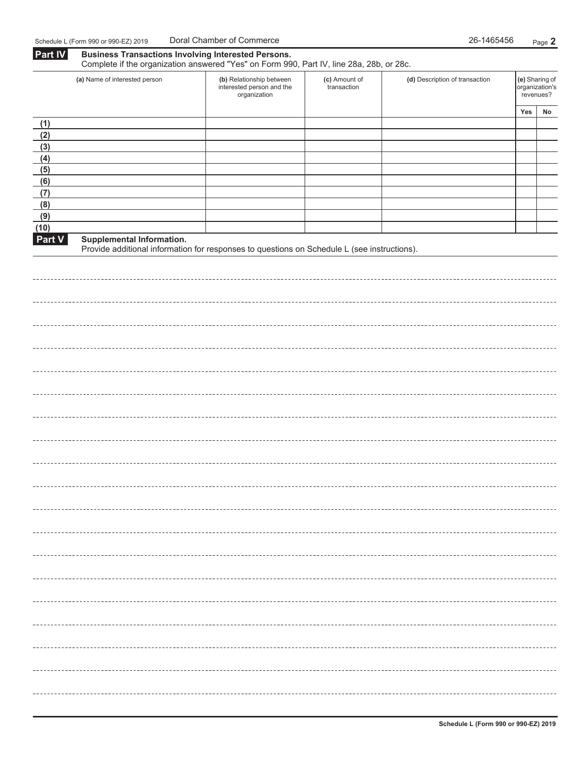## Part IV Business Transactions Involving Interested Persons.

Complete if the organization answered "Yes" on Form 990, Part IV, line 28a, 28b, or 28c.

| (a) Name of interested person | (b) Relationship between interested person and the organization | (c) Amount of transaction | (d) Description of transaction | (e) Sharing of organization's revenues? | |
|---|---|---|---|---|---|
| | | | | Yes | No |
| (1) | | | | | |
| (2) | | | | | |
| (3) | | | | | |
| (4) | | | | | |
| (5) | | | | | |
| (6) | | | | | |
| (7) | | | | | |
| (8) | | | | | |
| (9) | | | | | |
| (10) | | | | | |

## Part V Supplemental Information.

Provide additional information for responses to questions on Schedule L (see instructions).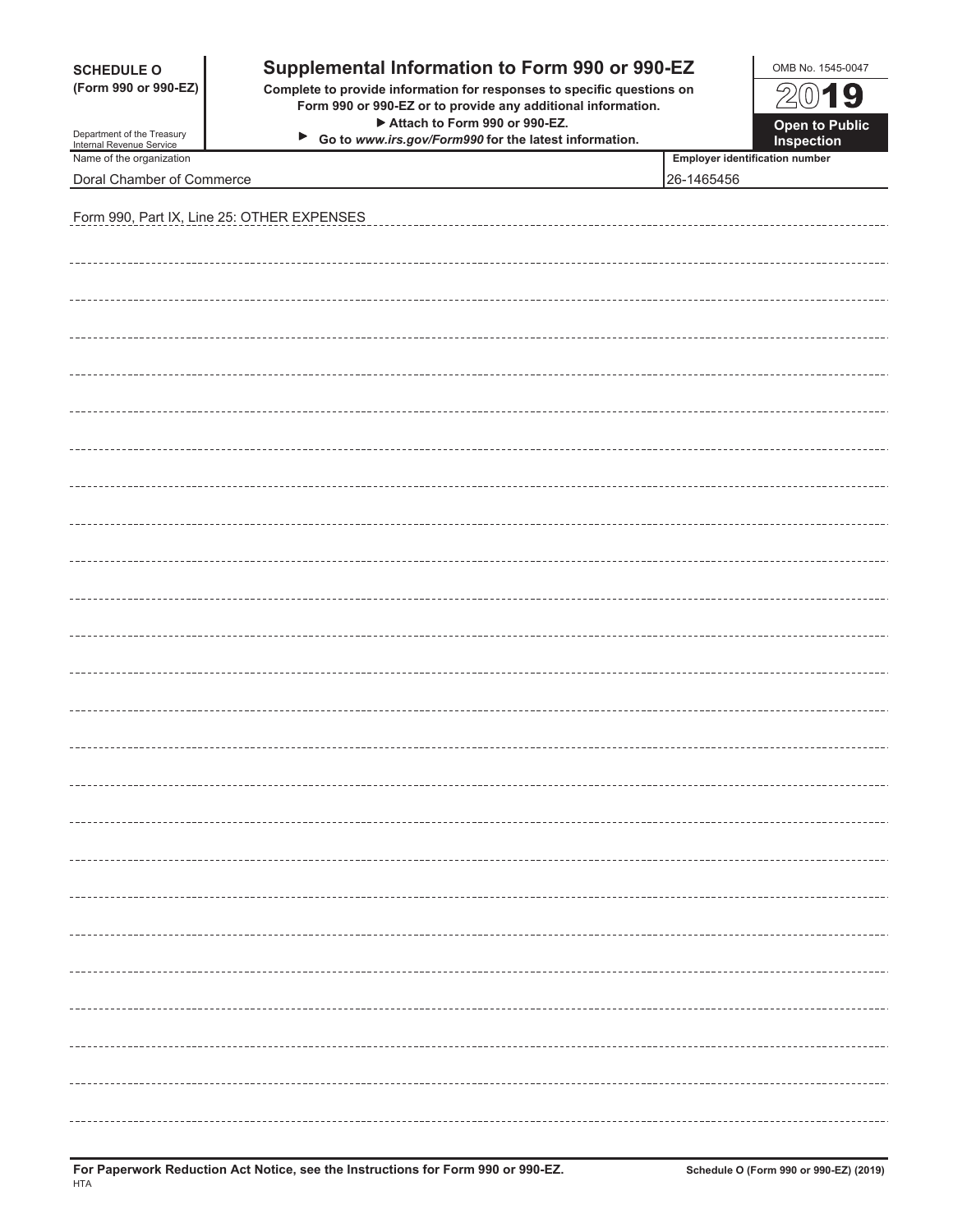**SCHEDULE O (Form 990 or 990-EZ)**

Department of the Treasury
Internal Revenue Service

# Supplemental Information to Form 990 or 990-EZ

**Complete to provide information for responses to specific questions on Form 990 or 990-EZ or to provide any additional information.**
**▶ Attach to Form 990 or 990-EZ.**
**▶ Go to *www.irs.gov/Form990* for the latest information.**

OMB No. 1545-0047

**2019**

**Open to Public Inspection**

| Name of the organization | Employer identification number |
|---|---|
| Doral Chamber of Commerce | 26-1465456 |

Form 990, Part IX, Line 25: OTHER EXPENSES

**For Paperwork Reduction Act Notice, see the Instructions for Form 990 or 990-EZ.**

HTA

**Schedule O (Form 990 or 990-EZ) (2019)**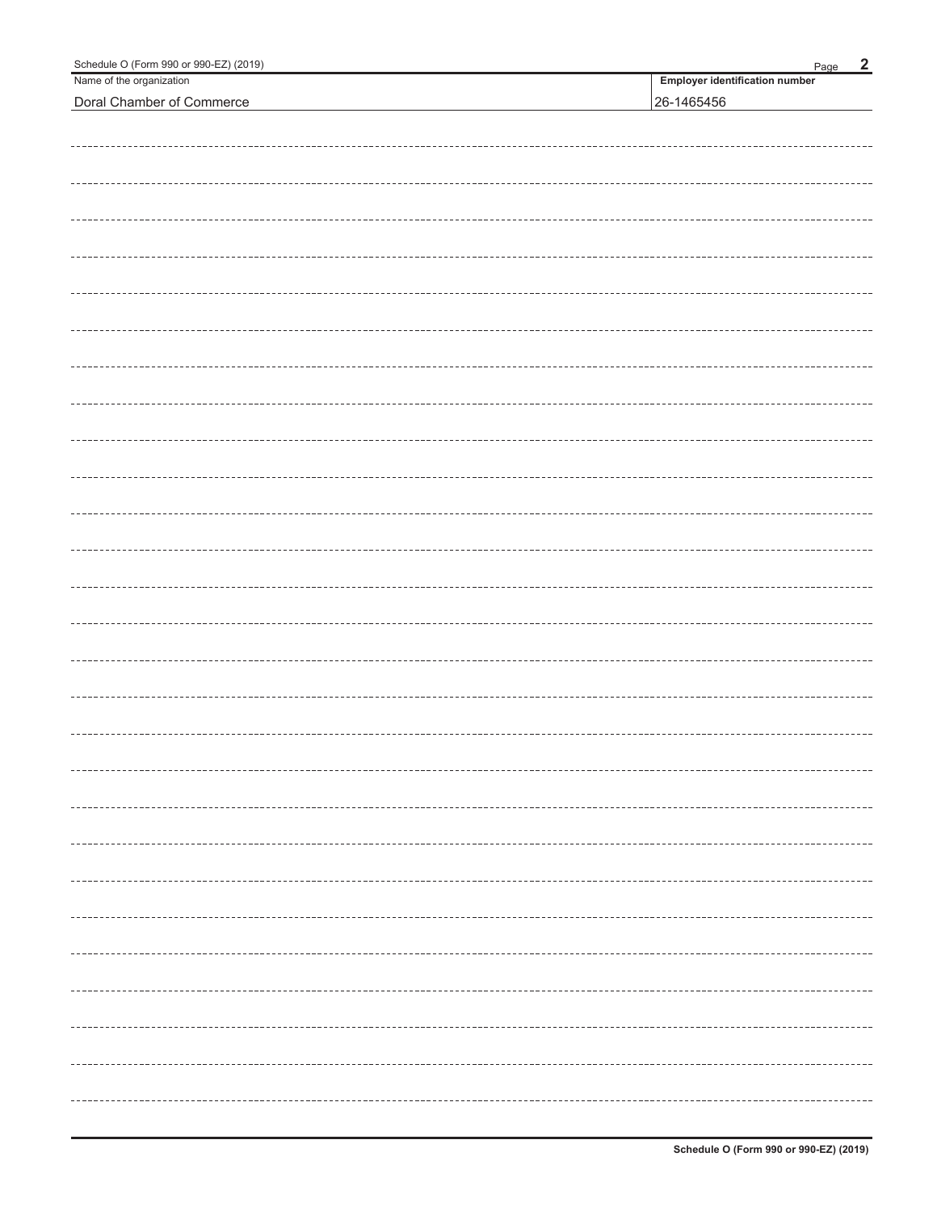Schedule O (Form 990 or 990-EZ) (2019)

| Name of the organization | Employer identification number |
| --- | --- |
| Doral Chamber of Commerce | 26-1465456 |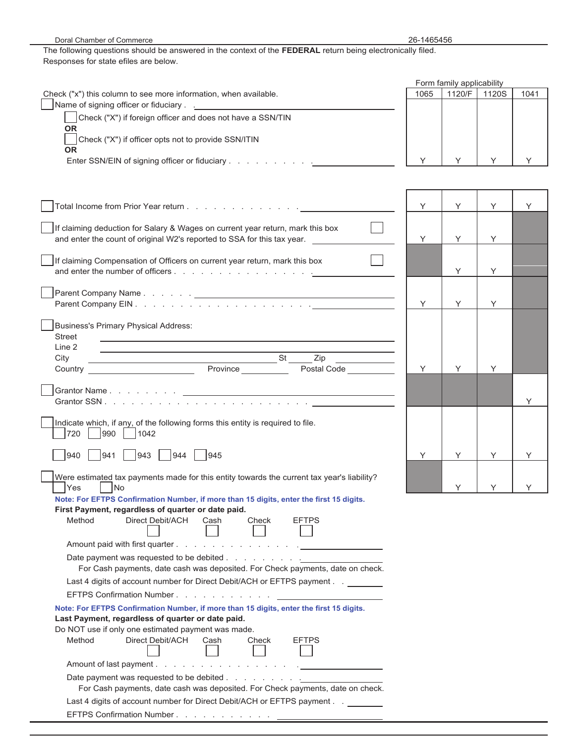Doral Chamber of Commerce 26-1465456

The following questions should be answered in the context of the **FEDERAL** return being electronically filed. Responses for state efiles are below.

Check ("x") this column to see more information, when available.

| Item | 1065 | 1120/F | 1120S | 1041 |
|---|---|---|---|---|
| ☐ Name of signing officer or fiduciary . . ______<br>☐ Check ("X") if foreign officer and does not have a SSN/TIN<br>**OR**<br>☐ Check ("X") if officer opts not to provide SSN/ITIN<br>**OR**<br>Enter SSN/EIN of signing officer or fiduciary . . . . . . . . . . ______ | Y | Y | Y | Y |
| ☐ Total Income from Prior Year return . . . . . . . . . . . . . . ______ | Y | Y | Y | Y |
| ☐ If claiming deduction for Salary & Wages on current year return, mark this box ☐ and enter the count of original W2's reported to SSA for this tax year. ______ | Y | Y | Y | |
| ☐ If claiming Compensation of Officers on current year return, mark this box ☐ and enter the number of officers . . . . . . . . . . . . . . . . ______ | | Y | Y | |
| ☐ Parent Company Name . . . . . . ______<br>Parent Company EIN . . . . . . . . . . . . . . . . . . . . ______ | Y | Y | Y | |
| ☐ Business's Primary Physical Address:<br>Street ______<br>Line 2 ______<br>City ______ St ______ Zip ______<br>Country ______ Province ______ Postal Code ______ | Y | Y | Y | |
| ☐ Grantor Name . . . . . . . . ______<br>Grantor SSN . . . . . . . . . . . . . . . . . . . . . . . ______ | | | | Y |
| ☐ Indicate which, if any, of the following forms this entity is required to file.<br>☐ 720 ☐ 990 ☐ 1042<br>☐ 940 ☐ 941 ☐ 943 ☐ 944 ☐ 945 | Y | Y | Y | Y |
| ☐ Were estimated tax payments made for this entity towards the current tax year's liability?<br>☐ Yes ☐ No | | Y | Y | Y |

**Note: For EFTPS Confirmation Number, if more than 15 digits, enter the first 15 digits.**

**First Payment, regardless of quarter or date paid.**

Method: Direct Debit/ACH ☐ Cash ☐ Check ☐ EFTPS ☐

Amount paid with first quarter . . . . . . . . . . . . . . ______

Date payment was requested to be debited . . . . . . . . . ______

For Cash payments, date cash was deposited. For Check payments, date on check.

Last 4 digits of account number for Direct Debit/ACH or EFTPS payment . . ______

EFTPS Confirmation Number . . . . . . . . . . . ______

**Note: For EFTPS Confirmation Number, if more than 15 digits, enter the first 15 digits.**

**Last Payment, regardless of quarter or date paid.**

Do NOT use if only one estimated payment was made.

Method: Direct Debit/ACH ☐ Cash ☐ Check ☐ EFTPS ☐

Amount of last payment . . . . . . . . . . . . . . . . ______

Date payment was requested to be debited . . . . . . . . . ______

For Cash payments, date cash was deposited. For Check payments, date on check.

Last 4 digits of account number for Direct Debit/ACH or EFTPS payment . . ______

EFTPS Confirmation Number . . . . . . . . . . . ______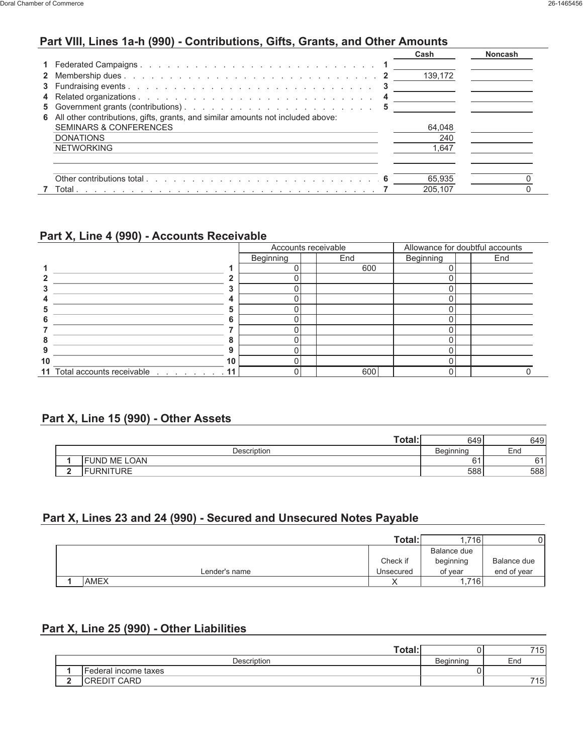## Part VIII, Lines 1a-h (990) - Contributions, Gifts, Grants, and Other Amounts

| | | | Cash | Noncash |
|---|---|---|---|---|
| 1 | Federated Campaigns | 1 | | |
| 2 | Membership dues | 2 | 139,172 | |
| 3 | Fundraising events | 3 | | |
| 4 | Related organizations | 4 | | |
| 5 | Government grants (contributions) | 5 | | |
| 6 | All other contributions, gifts, grants, and similar amounts not included above: | | | |
| | SEMINARS & CONFERENCES | | 64,048 | |
| | DONATIONS | | 240 | |
| | NETWORKING | | 1,647 | |
| | | | | |
| | Other contributions total | 6 | 65,935 | 0 |
| 7 | Total | 7 | 205,107 | 0 |

## Part X, Line 4 (990) - Accounts Receivable

| | | | Accounts receivable | | Allowance for doubtful accounts | |
|---|---|---|---|---|---|---|
| | | | Beginning | End | Beginning | End |
| 1 | | 1 | 0 | 600 | 0 | |
| 2 | | 2 | 0 | | 0 | |
| 3 | | 3 | 0 | | 0 | |
| 4 | | 4 | 0 | | 0 | |
| 5 | | 5 | 0 | | 0 | |
| 6 | | 6 | 0 | | 0 | |
| 7 | | 7 | 0 | | 0 | |
| 8 | | 8 | 0 | | 0 | |
| 9 | | 9 | 0 | | 0 | |
| 10 | | 10 | 0 | | 0 | |
| 11 | Total accounts receivable | 11 | 0 | 600 | 0 | 0 |

## Part X, Line 15 (990) - Other Assets

| | Description | Beginning | End |
|---|---|---|---|
| | **Total:** | 649 | 649 |
| 1 | FUND ME LOAN | 61 | 61 |
| 2 | FURNITURE | 588 | 588 |

## Part X, Lines 23 and 24 (990) - Secured and Unsecured Notes Payable

| | Lender's name | Check if Unsecured | Balance due beginning of year | Balance due end of year |
|---|---|---|---|---|
| | | **Total:** | 1,716 | 0 |
| 1 | AMEX | X | 1,716 | |

## Part X, Line 25 (990) - Other Liabilities

| | Description | Beginning | End |
|---|---|---|---|
| | **Total:** | 0 | 715 |
| 1 | Federal income taxes | 0 | |
| 2 | CREDIT CARD | | 715 |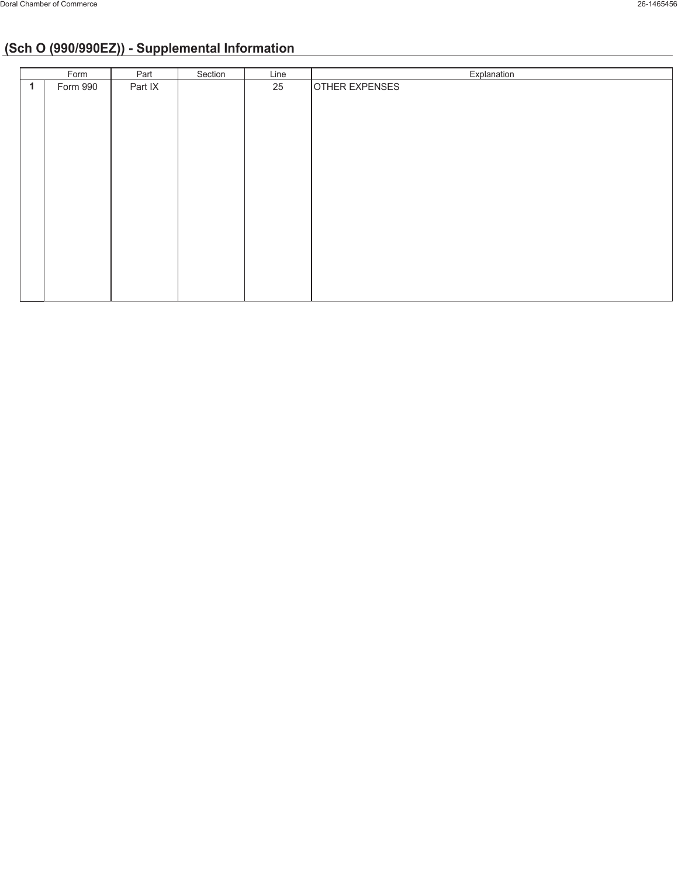## (Sch O (990/990EZ)) - Supplemental Information

| | Form | Part | Section | Line | Explanation |
|---|---|---|---|---|---|
| 1 | Form 990 | Part IX | | 25 | OTHER EXPENSES |